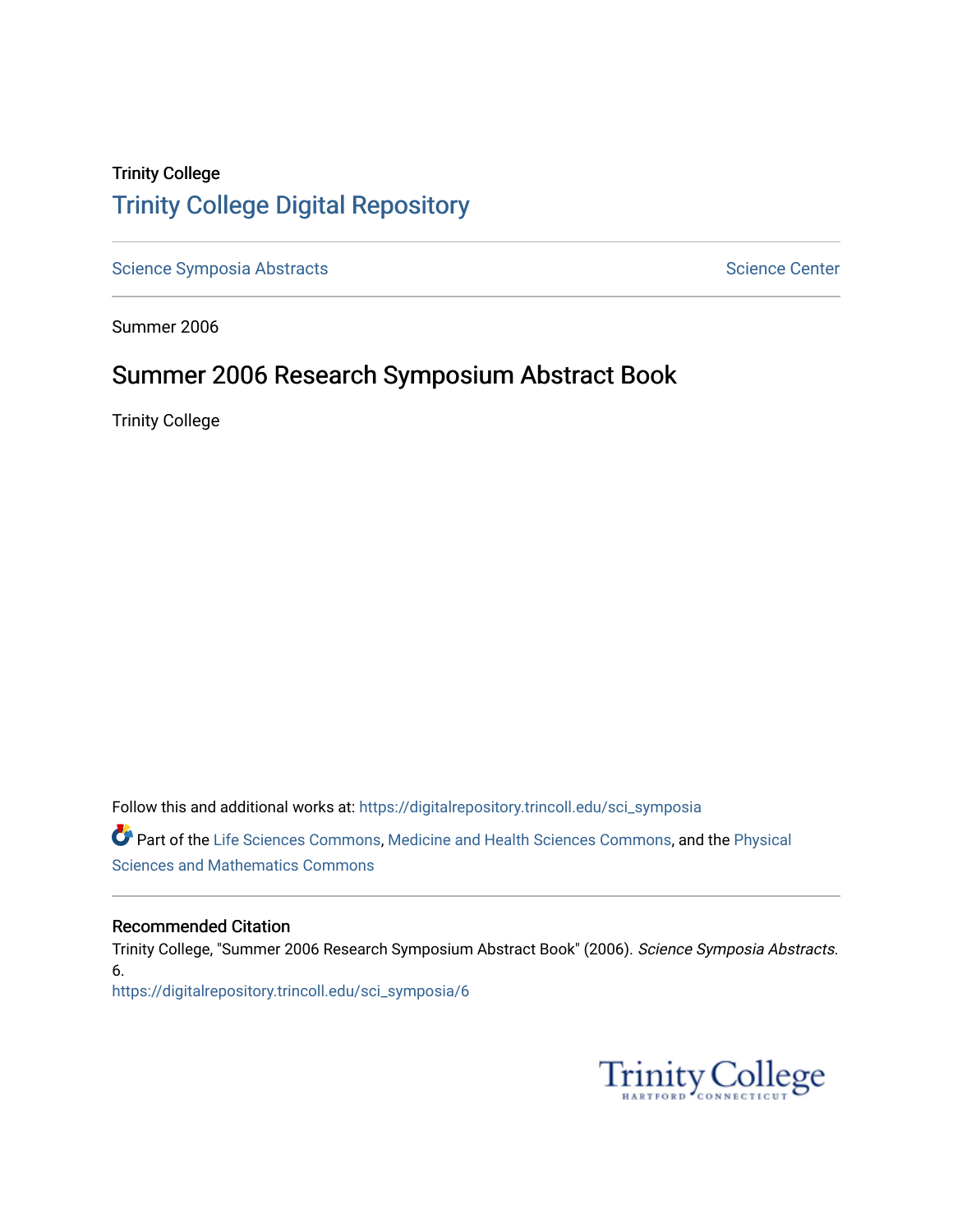Trinity College

# Trinity College Digital Repository

Science Symposia Abstracts | Science Center

Summer 2006

## Summer 2006 Research Symposium Abstract Book

Trinity College

Follow this and additional works at: https://digitalrepository.trincoll.edu/sci_symposia

Part of the Life Sciences Commons, Medicine and Health Sciences Commons, and the Physical Sciences and Mathematics Commons

### Recommended Citation

Trinity College, "Summer 2006 Research Symposium Abstract Book" (2006). *Science Symposia Abstracts*. 6.
https://digitalrepository.trincoll.edu/sci_symposia/6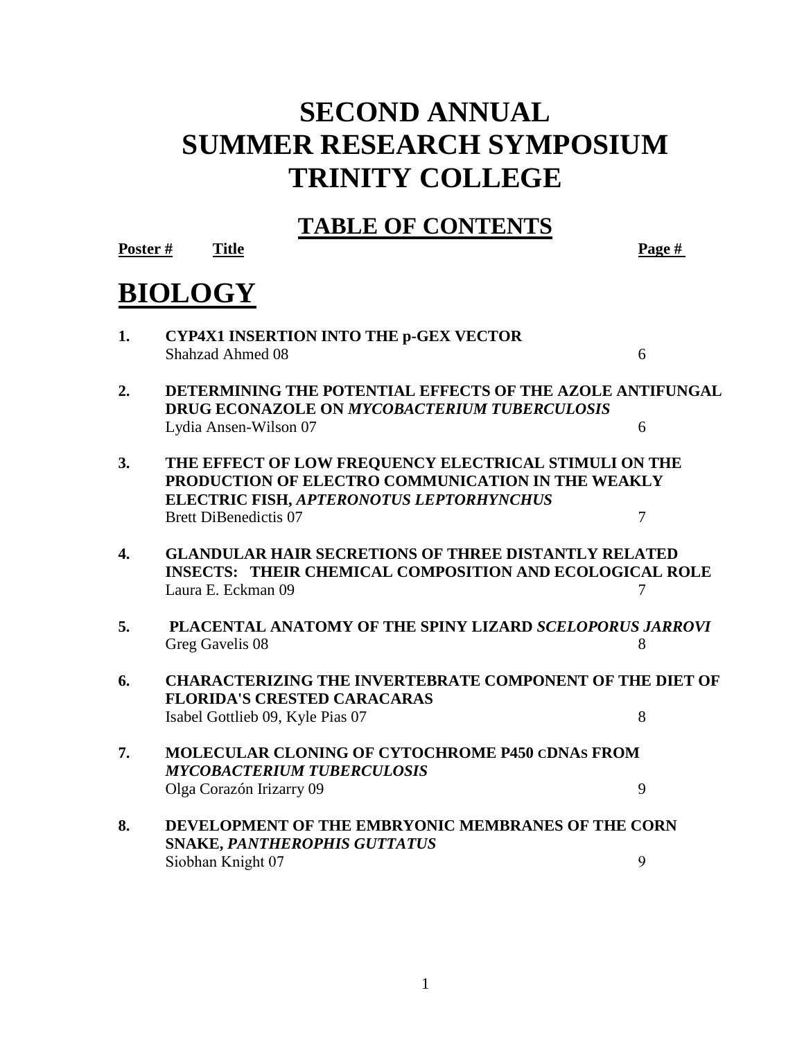# SECOND ANNUAL SUMMER RESEARCH SYMPOSIUM TRINITY COLLEGE

## TABLE OF CONTENTS

| Poster # | Title | Page # |
|---|---|---|

## BIOLOGY

| Poster # | Title | Page # |
|---|---|---|
| 1. | **CYP4X1 INSERTION INTO THE p-GEX VECTOR**<br>Shahzad Ahmed 08 | 6 |
| 2. | **DETERMINING THE POTENTIAL EFFECTS OF THE AZOLE ANTIFUNGAL DRUG ECONAZOLE ON *MYCOBACTERIUM TUBERCULOSIS***<br>Lydia Ansen-Wilson 07 | 6 |
| 3. | **THE EFFECT OF LOW FREQUENCY ELECTRICAL STIMULI ON THE PRODUCTION OF ELECTRO COMMUNICATION IN THE WEAKLY ELECTRIC FISH, *APTERONOTUS LEPTORHYNCHUS***<br>Brett DiBenedictis 07 | 7 |
| 4. | **GLANDULAR HAIR SECRETIONS OF THREE DISTANTLY RELATED INSECTS: THEIR CHEMICAL COMPOSITION AND ECOLOGICAL ROLE**<br>Laura E. Eckman 09 | 7 |
| 5. | **PLACENTAL ANATOMY OF THE SPINY LIZARD *SCELOPORUS JARROVI***<br>Greg Gavelis 08 | 8 |
| 6. | **CHARACTERIZING THE INVERTEBRATE COMPONENT OF THE DIET OF FLORIDA'S CRESTED CARACARAS**<br>Isabel Gottlieb 09, Kyle Pias 07 | 8 |
| 7. | **MOLECULAR CLONING OF CYTOCHROME P450 cDNAs FROM *MYCOBACTERIUM TUBERCULOSIS***<br>Olga Corazón Irizarry 09 | 9 |
| 8. | **DEVELOPMENT OF THE EMBRYONIC MEMBRANES OF THE CORN SNAKE, *PANTHEROPHIS GUTTATUS***<br>Siobhan Knight 07 | 9 |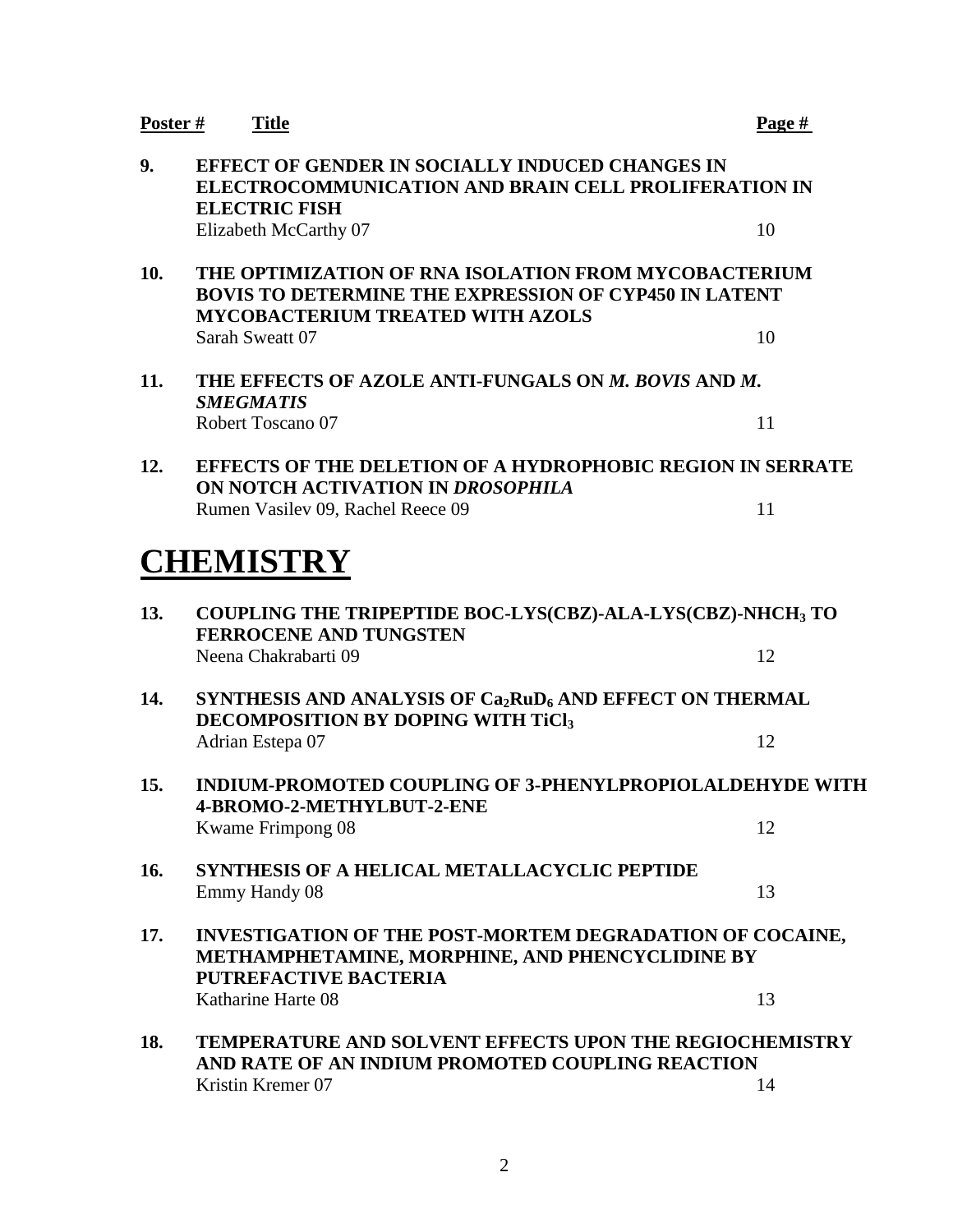| Poster # | Title | Page # |
|---|---|---|
| **9.** | **EFFECT OF GENDER IN SOCIALLY INDUCED CHANGES IN ELECTROCOMMUNICATION AND BRAIN CELL PROLIFERATION IN ELECTRIC FISH**<br>Elizabeth McCarthy 07 | 10 |
| **10.** | **THE OPTIMIZATION OF RNA ISOLATION FROM MYCOBACTERIUM BOVIS TO DETERMINE THE EXPRESSION OF CYP450 IN LATENT MYCOBACTERIUM TREATED WITH AZOLS**<br>Sarah Sweatt 07 | 10 |
| **11.** | **THE EFFECTS OF AZOLE ANTI-FUNGALS ON *M. BOVIS* AND *M. SMEGMATIS***<br>Robert Toscano 07 | 11 |
| **12.** | **EFFECTS OF THE DELETION OF A HYDROPHOBIC REGION IN SERRATE ON NOTCH ACTIVATION IN *DROSOPHILA***<br>Rumen Vasilev 09, Rachel Reece 09 | 11 |

# CHEMISTRY

| Poster # | Title | Page # |
|---|---|---|
| **13.** | **COUPLING THE TRIPEPTIDE BOC-LYS(CBZ)-ALA-LYS(CBZ)-$NHCH_3$ TO FERROCENE AND TUNGSTEN**<br>Neena Chakrabarti 09 | 12 |
| **14.** | **SYNTHESIS AND ANALYSIS OF $Ca_2RuD_6$ AND EFFECT ON THERMAL DECOMPOSITION BY DOPING WITH $TiCl_3$**<br>Adrian Estepa 07 | 12 |
| **15.** | **INDIUM-PROMOTED COUPLING OF 3-PHENYLPROPIOLALDEHYDE WITH 4-BROMO-2-METHYLBUT-2-ENE**<br>Kwame Frimpong 08 | 12 |
| **16.** | **SYNTHESIS OF A HELICAL METALLACYCLIC PEPTIDE**<br>Emmy Handy 08 | 13 |
| **17.** | **INVESTIGATION OF THE POST-MORTEM DEGRADATION OF COCAINE, METHAMPHETAMINE, MORPHINE, AND PHENCYCLIDINE BY PUTREFACTIVE BACTERIA**<br>Katharine Harte 08 | 13 |
| **18.** | **TEMPERATURE AND SOLVENT EFFECTS UPON THE REGIOCHEMISTRY AND RATE OF AN INDIUM PROMOTED COUPLING REACTION**<br>Kristin Kremer 07 | 14 |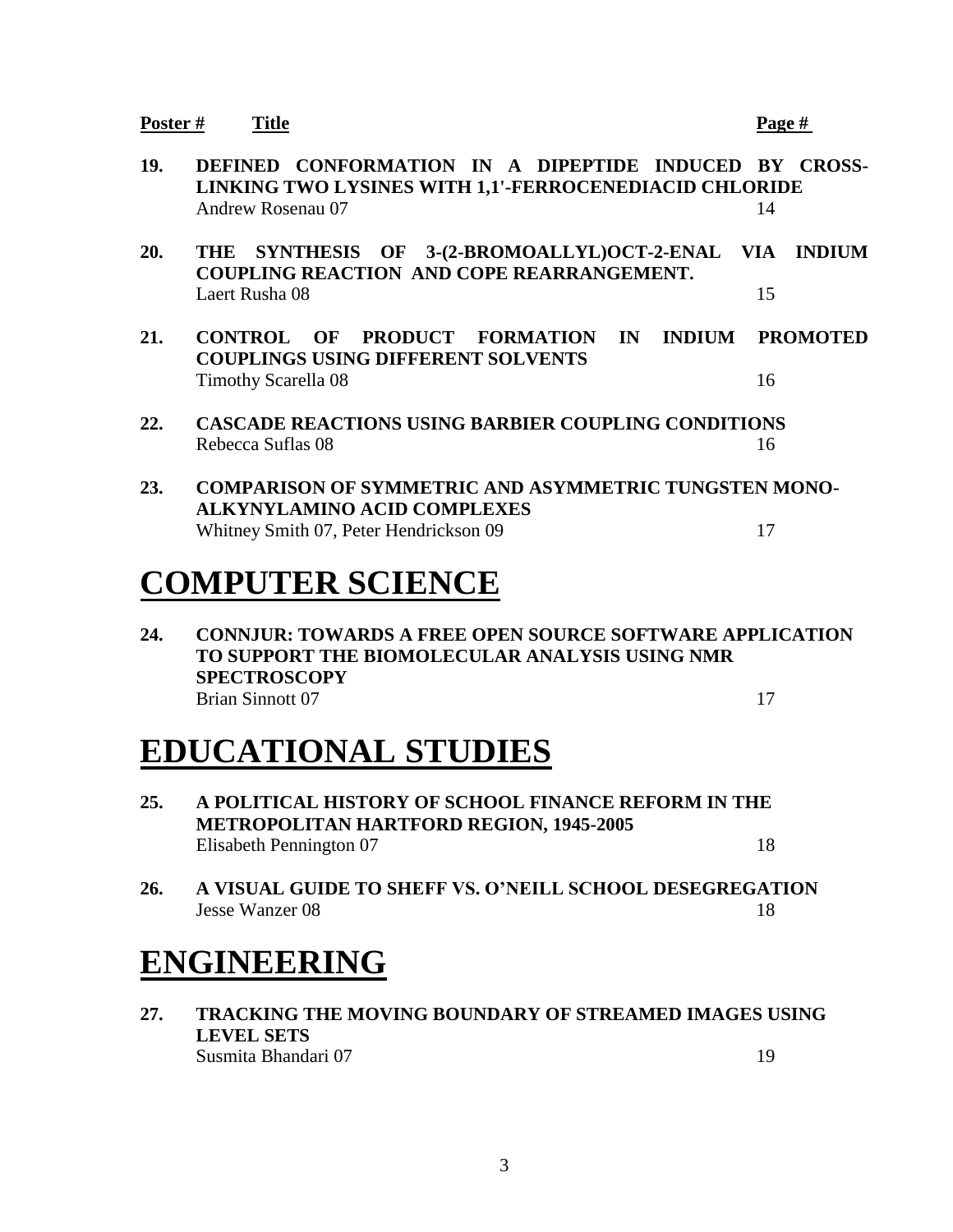| Poster # | Title | Page # |
|---|---|---|
| **19.** | **DEFINED CONFORMATION IN A DIPEPTIDE INDUCED BY CROSS-LINKING TWO LYSINES WITH 1,1'-FERROCENEDIACID CHLORIDE**<br>Andrew Rosenau 07 | 14 |
| **20.** | **THE SYNTHESIS OF 3-(2-BROMOALLYL)OCT-2-ENAL VIA INDIUM COUPLING REACTION AND COPE REARRANGEMENT.**<br>Laert Rusha 08 | 15 |
| **21.** | **CONTROL OF PRODUCT FORMATION IN INDIUM PROMOTED COUPLINGS USING DIFFERENT SOLVENTS**<br>Timothy Scarella 08 | 16 |
| **22.** | **CASCADE REACTIONS USING BARBIER COUPLING CONDITIONS**<br>Rebecca Suflas 08 | 16 |
| **23.** | **COMPARISON OF SYMMETRIC AND ASYMMETRIC TUNGSTEN MONO-ALKYNYLAMINO ACID COMPLEXES**<br>Whitney Smith 07, Peter Hendrickson 09 | 17 |

# COMPUTER SCIENCE

| | | |
|---|---|---|
| **24.** | **CONNJUR: TOWARDS A FREE OPEN SOURCE SOFTWARE APPLICATION TO SUPPORT THE BIOMOLECULAR ANALYSIS USING NMR SPECTROSCOPY**<br>Brian Sinnott 07 | 17 |

# EDUCATIONAL STUDIES

| | | |
|---|---|---|
| **25.** | **A POLITICAL HISTORY OF SCHOOL FINANCE REFORM IN THE METROPOLITAN HARTFORD REGION, 1945-2005**<br>Elisabeth Pennington 07 | 18 |
| **26.** | **A VISUAL GUIDE TO SHEFF VS. O'NEILL SCHOOL DESEGREGATION**<br>Jesse Wanzer 08 | 18 |

# ENGINEERING

| | | |
|---|---|---|
| **27.** | **TRACKING THE MOVING BOUNDARY OF STREAMED IMAGES USING LEVEL SETS**<br>Susmita Bhandari 07 | 19 |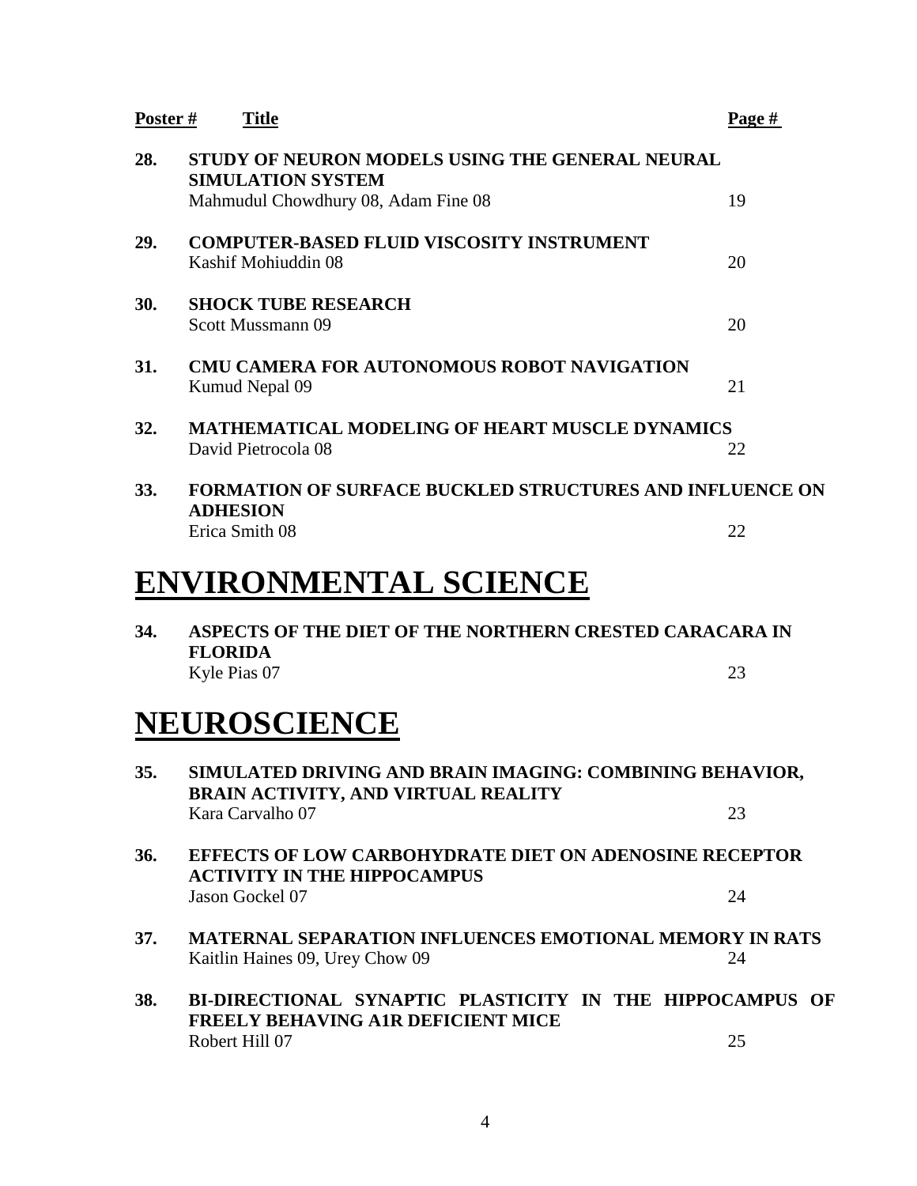| Poster # | Title | Page # |
|---|---|---|
| 28. | **STUDY OF NEURON MODELS USING THE GENERAL NEURAL SIMULATION SYSTEM**<br>Mahmudul Chowdhury 08, Adam Fine 08 | 19 |
| 29. | **COMPUTER-BASED FLUID VISCOSITY INSTRUMENT**<br>Kashif Mohiuddin 08 | 20 |
| 30. | **SHOCK TUBE RESEARCH**<br>Scott Mussmann 09 | 20 |
| 31. | **CMU CAMERA FOR AUTONOMOUS ROBOT NAVIGATION**<br>Kumud Nepal 09 | 21 |
| 32. | **MATHEMATICAL MODELING OF HEART MUSCLE DYNAMICS**<br>David Pietrocola 08 | 22 |
| 33. | **FORMATION OF SURFACE BUCKLED STRUCTURES AND INFLUENCE ON ADHESION**<br>Erica Smith 08 | 22 |

# ENVIRONMENTAL SCIENCE

| Poster # | Title | Page # |
|---|---|---|
| 34. | **ASPECTS OF THE DIET OF THE NORTHERN CRESTED CARACARA IN FLORIDA**<br>Kyle Pias 07 | 23 |

# NEUROSCIENCE

| Poster # | Title | Page # |
|---|---|---|
| 35. | **SIMULATED DRIVING AND BRAIN IMAGING: COMBINING BEHAVIOR, BRAIN ACTIVITY, AND VIRTUAL REALITY**<br>Kara Carvalho 07 | 23 |
| 36. | **EFFECTS OF LOW CARBOHYDRATE DIET ON ADENOSINE RECEPTOR ACTIVITY IN THE HIPPOCAMPUS**<br>Jason Gockel 07 | 24 |
| 37. | **MATERNAL SEPARATION INFLUENCES EMOTIONAL MEMORY IN RATS**<br>Kaitlin Haines 09, Urey Chow 09 | 24 |
| 38. | **BI-DIRECTIONAL SYNAPTIC PLASTICITY IN THE HIPPOCAMPUS OF FREELY BEHAVING A1R DEFICIENT MICE**<br>Robert Hill 07 | 25 |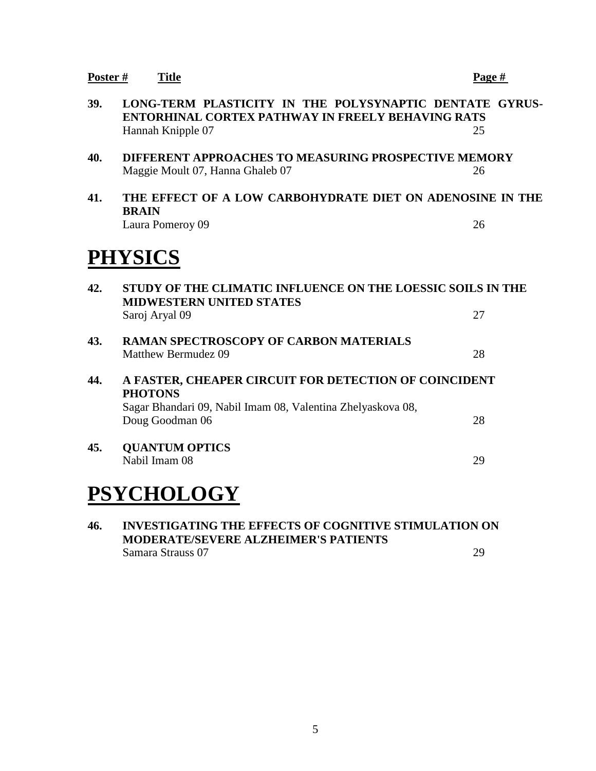| Poster # | Title | Page # |
|---|---|---|
| 39. | **LONG-TERM PLASTICITY IN THE POLYSYNAPTIC DENTATE GYRUS-ENTORHINAL CORTEX PATHWAY IN FREELY BEHAVING RATS**<br>Hannah Knipple 07 | 25 |
| 40. | **DIFFERENT APPROACHES TO MEASURING PROSPECTIVE MEMORY**<br>Maggie Moult 07, Hanna Ghaleb 07 | 26 |
| 41. | **THE EFFECT OF A LOW CARBOHYDRATE DIET ON ADENOSINE IN THE BRAIN**<br>Laura Pomeroy 09 | 26 |

# PHYSICS

| Poster # | Title | Page # |
|---|---|---|
| 42. | **STUDY OF THE CLIMATIC INFLUENCE ON THE LOESSIC SOILS IN THE MIDWESTERN UNITED STATES**<br>Saroj Aryal 09 | 27 |
| 43. | **RAMAN SPECTROSCOPY OF CARBON MATERIALS**<br>Matthew Bermudez 09 | 28 |
| 44. | **A FASTER, CHEAPER CIRCUIT FOR DETECTION OF COINCIDENT PHOTONS**<br>Sagar Bhandari 09, Nabil Imam 08, Valentina Zhelyaskova 08, Doug Goodman 06 | 28 |
| 45. | **QUANTUM OPTICS**<br>Nabil Imam 08 | 29 |

# PSYCHOLOGY

| Poster # | Title | Page # |
|---|---|---|
| 46. | **INVESTIGATING THE EFFECTS OF COGNITIVE STIMULATION ON MODERATE/SEVERE ALZHEIMER'S PATIENTS**<br>Samara Strauss 07 | 29 |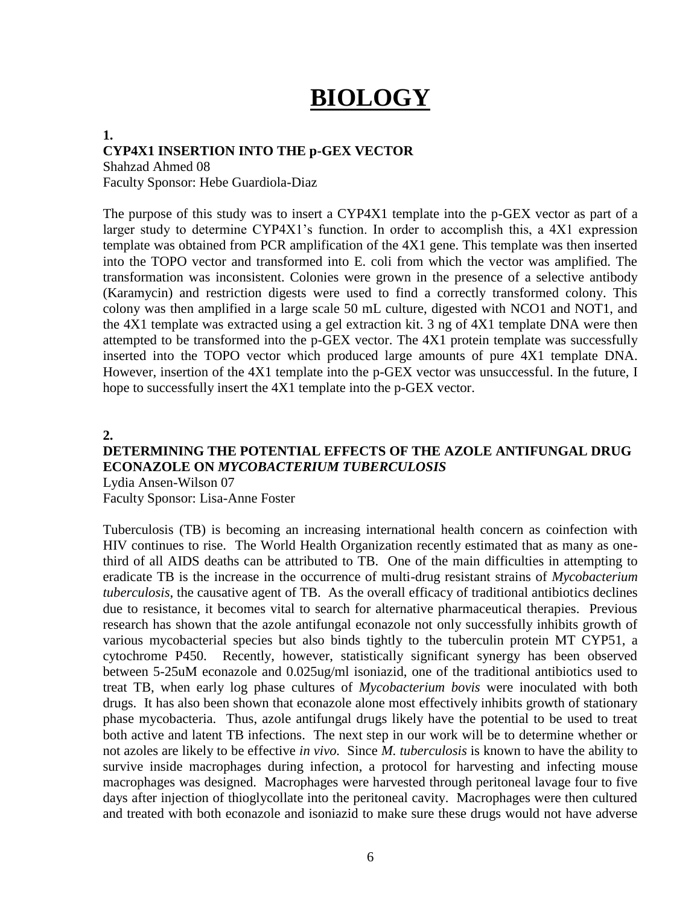# BIOLOGY

**1.**

**CYP4X1 INSERTION INTO THE p-GEX VECTOR**

Shahzad Ahmed 08

Faculty Sponsor: Hebe Guardiola-Diaz

The purpose of this study was to insert a CYP4X1 template into the p-GEX vector as part of a larger study to determine CYP4X1's function. In order to accomplish this, a 4X1 expression template was obtained from PCR amplification of the 4X1 gene. This template was then inserted into the TOPO vector and transformed into E. coli from which the vector was amplified. The transformation was inconsistent. Colonies were grown in the presence of a selective antibody (Karamycin) and restriction digests were used to find a correctly transformed colony. This colony was then amplified in a large scale 50 mL culture, digested with NCO1 and NOT1, and the 4X1 template was extracted using a gel extraction kit. 3 ng of 4X1 template DNA were then attempted to be transformed into the p-GEX vector. The 4X1 protein template was successfully inserted into the TOPO vector which produced large amounts of pure 4X1 template DNA. However, insertion of the 4X1 template into the p-GEX vector was unsuccessful. In the future, I hope to successfully insert the 4X1 template into the p-GEX vector.

**2.**

**DETERMINING THE POTENTIAL EFFECTS OF THE AZOLE ANTIFUNGAL DRUG ECONAZOLE ON *MYCOBACTERIUM TUBERCULOSIS***

Lydia Ansen-Wilson 07

Faculty Sponsor: Lisa-Anne Foster

Tuberculosis (TB) is becoming an increasing international health concern as coinfection with HIV continues to rise. The World Health Organization recently estimated that as many as one-third of all AIDS deaths can be attributed to TB. One of the main difficulties in attempting to eradicate TB is the increase in the occurrence of multi-drug resistant strains of *Mycobacterium tuberculosis*, the causative agent of TB. As the overall efficacy of traditional antibiotics declines due to resistance, it becomes vital to search for alternative pharmaceutical therapies. Previous research has shown that the azole antifungal econazole not only successfully inhibits growth of various mycobacterial species but also binds tightly to the tuberculin protein MT CYP51, a cytochrome P450. Recently, however, statistically significant synergy has been observed between 5-25uM econazole and 0.025ug/ml isoniazid, one of the traditional antibiotics used to treat TB, when early log phase cultures of *Mycobacterium bovis* were inoculated with both drugs. It has also been shown that econazole alone most effectively inhibits growth of stationary phase mycobacteria. Thus, azole antifungal drugs likely have the potential to be used to treat both active and latent TB infections. The next step in our work will be to determine whether or not azoles are likely to be effective *in vivo.* Since *M. tuberculosis* is known to have the ability to survive inside macrophages during infection, a protocol for harvesting and infecting mouse macrophages was designed. Macrophages were harvested through peritoneal lavage four to five days after injection of thioglycollate into the peritoneal cavity. Macrophages were then cultured and treated with both econazole and isoniazid to make sure these drugs would not have adverse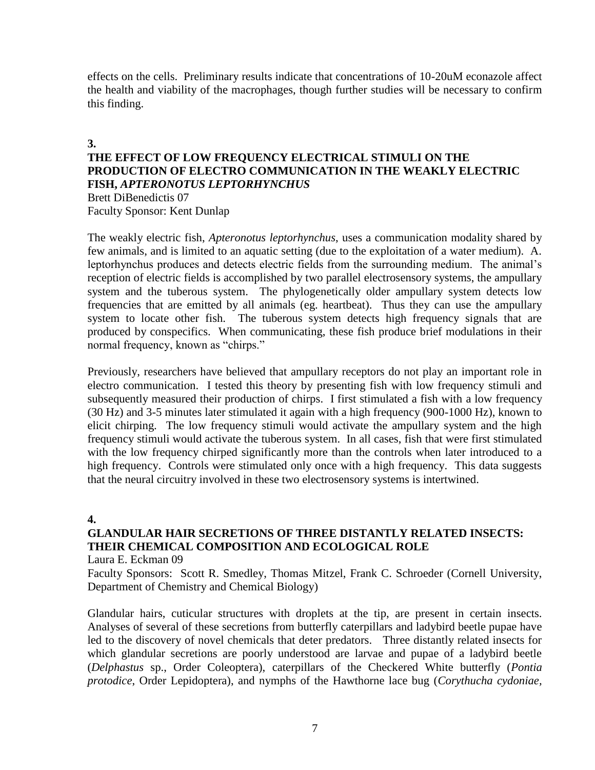effects on the cells. Preliminary results indicate that concentrations of 10-20uM econazole affect the health and viability of the macrophages, though further studies will be necessary to confirm this finding.

**3.**

**THE EFFECT OF LOW FREQUENCY ELECTRICAL STIMULI ON THE PRODUCTION OF ELECTRO COMMUNICATION IN THE WEAKLY ELECTRIC FISH, *APTERONOTUS LEPTORHYNCHUS***

Brett DiBenedictis 07
Faculty Sponsor: Kent Dunlap

The weakly electric fish, *Apteronotus leptorhynchus*, uses a communication modality shared by few animals, and is limited to an aquatic setting (due to the exploitation of a water medium). A. leptorhynchus produces and detects electric fields from the surrounding medium. The animal's reception of electric fields is accomplished by two parallel electrosensory systems, the ampullary system and the tuberous system. The phylogenetically older ampullary system detects low frequencies that are emitted by all animals (eg. heartbeat). Thus they can use the ampullary system to locate other fish. The tuberous system detects high frequency signals that are produced by conspecifics. When communicating, these fish produce brief modulations in their normal frequency, known as "chirps."

Previously, researchers have believed that ampullary receptors do not play an important role in electro communication. I tested this theory by presenting fish with low frequency stimuli and subsequently measured their production of chirps. I first stimulated a fish with a low frequency (30 Hz) and 3-5 minutes later stimulated it again with a high frequency (900-1000 Hz), known to elicit chirping. The low frequency stimuli would activate the ampullary system and the high frequency stimuli would activate the tuberous system. In all cases, fish that were first stimulated with the low frequency chirped significantly more than the controls when later introduced to a high frequency. Controls were stimulated only once with a high frequency. This data suggests that the neural circuitry involved in these two electrosensory systems is intertwined.

**4.**

**GLANDULAR HAIR SECRETIONS OF THREE DISTANTLY RELATED INSECTS: THEIR CHEMICAL COMPOSITION AND ECOLOGICAL ROLE**

Laura E. Eckman 09
Faculty Sponsors: Scott R. Smedley, Thomas Mitzel, Frank C. Schroeder (Cornell University, Department of Chemistry and Chemical Biology)

Glandular hairs, cuticular structures with droplets at the tip, are present in certain insects. Analyses of several of these secretions from butterfly caterpillars and ladybird beetle pupae have led to the discovery of novel chemicals that deter predators. Three distantly related insects for which glandular secretions are poorly understood are larvae and pupae of a ladybird beetle (*Delphastus* sp., Order Coleoptera), caterpillars of the Checkered White butterfly (*Pontia protodice*, Order Lepidoptera), and nymphs of the Hawthorne lace bug (*Corythucha cydoniae*,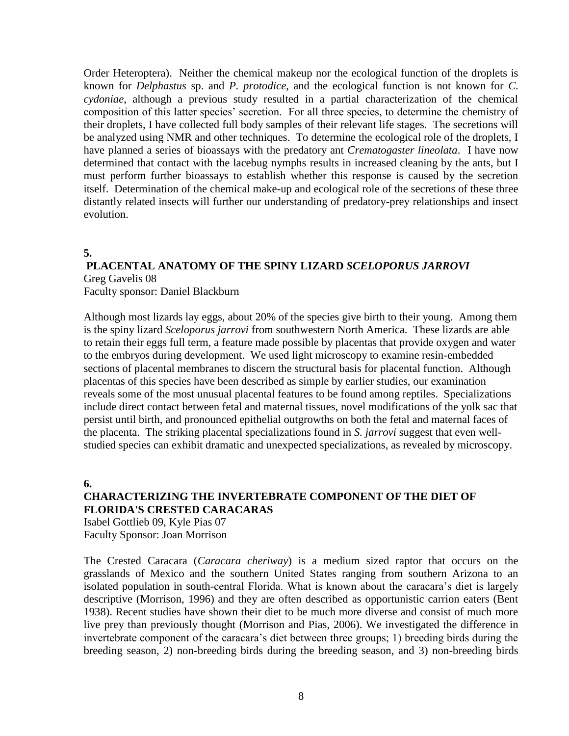Order Heteroptera). Neither the chemical makeup nor the ecological function of the droplets is known for *Delphastus* sp. and *P. protodice*, and the ecological function is not known for *C. cydoniae*, although a previous study resulted in a partial characterization of the chemical composition of this latter species' secretion. For all three species, to determine the chemistry of their droplets, I have collected full body samples of their relevant life stages. The secretions will be analyzed using NMR and other techniques. To determine the ecological role of the droplets, I have planned a series of bioassays with the predatory ant *Crematogaster lineolata*. I have now determined that contact with the lacebug nymphs results in increased cleaning by the ants, but I must perform further bioassays to establish whether this response is caused by the secretion itself. Determination of the chemical make-up and ecological role of the secretions of these three distantly related insects will further our understanding of predatory-prey relationships and insect evolution.

**5.**

### PLACENTAL ANATOMY OF THE SPINY LIZARD *SCELOPORUS JARROVI*

Greg Gavelis 08
Faculty sponsor: Daniel Blackburn

Although most lizards lay eggs, about 20% of the species give birth to their young. Among them is the spiny lizard *Sceloporus jarrovi* from southwestern North America. These lizards are able to retain their eggs full term, a feature made possible by placentas that provide oxygen and water to the embryos during development. We used light microscopy to examine resin-embedded sections of placental membranes to discern the structural basis for placental function. Although placentas of this species have been described as simple by earlier studies, our examination reveals some of the most unusual placental features to be found among reptiles. Specializations include direct contact between fetal and maternal tissues, novel modifications of the yolk sac that persist until birth, and pronounced epithelial outgrowths on both the fetal and maternal faces of the placenta. The striking placental specializations found in *S. jarrovi* suggest that even well-studied species can exhibit dramatic and unexpected specializations, as revealed by microscopy.

**6.**

### CHARACTERIZING THE INVERTEBRATE COMPONENT OF THE DIET OF FLORIDA'S CRESTED CARACARAS

Isabel Gottlieb 09, Kyle Pias 07
Faculty Sponsor: Joan Morrison

The Crested Caracara (*Caracara cheriway*) is a medium sized raptor that occurs on the grasslands of Mexico and the southern United States ranging from southern Arizona to an isolated population in south-central Florida. What is known about the caracara's diet is largely descriptive (Morrison, 1996) and they are often described as opportunistic carrion eaters (Bent 1938). Recent studies have shown their diet to be much more diverse and consist of much more live prey than previously thought (Morrison and Pias, 2006). We investigated the difference in invertebrate component of the caracara's diet between three groups; 1) breeding birds during the breeding season, 2) non-breeding birds during the breeding season, and 3) non-breeding birds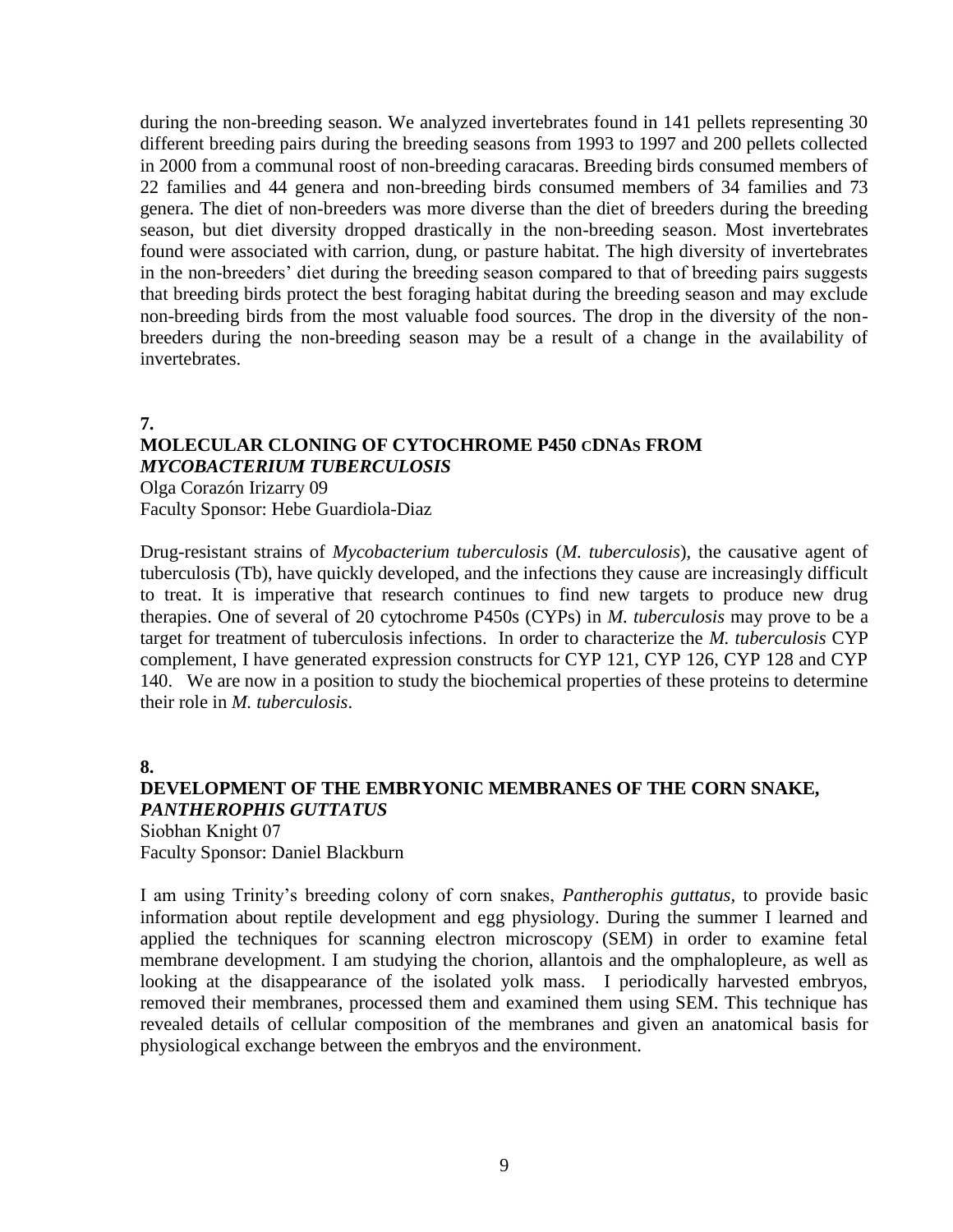during the non-breeding season. We analyzed invertebrates found in 141 pellets representing 30 different breeding pairs during the breeding seasons from 1993 to 1997 and 200 pellets collected in 2000 from a communal roost of non-breeding caracaras. Breeding birds consumed members of 22 families and 44 genera and non-breeding birds consumed members of 34 families and 73 genera. The diet of non-breeders was more diverse than the diet of breeders during the breeding season, but diet diversity dropped drastically in the non-breeding season. Most invertebrates found were associated with carrion, dung, or pasture habitat. The high diversity of invertebrates in the non-breeders' diet during the breeding season compared to that of breeding pairs suggests that breeding birds protect the best foraging habitat during the breeding season and may exclude non-breeding birds from the most valuable food sources. The drop in the diversity of the non-breeders during the non-breeding season may be a result of a change in the availability of invertebrates.

**7.**

**MOLECULAR CLONING OF CYTOCHROME P450 cDNAs FROM *MYCOBACTERIUM TUBERCULOSIS***

Olga Corazón Irizarry 09
Faculty Sponsor: Hebe Guardiola-Diaz

Drug-resistant strains of *Mycobacterium tuberculosis* (*M. tuberculosis*), the causative agent of tuberculosis (Tb), have quickly developed, and the infections they cause are increasingly difficult to treat. It is imperative that research continues to find new targets to produce new drug therapies. One of several of 20 cytochrome P450s (CYPs) in *M. tuberculosis* may prove to be a target for treatment of tuberculosis infections. In order to characterize the *M. tuberculosis* CYP complement, I have generated expression constructs for CYP 121, CYP 126, CYP 128 and CYP 140. We are now in a position to study the biochemical properties of these proteins to determine their role in *M. tuberculosis*.

**8.**

**DEVELOPMENT OF THE EMBRYONIC MEMBRANES OF THE CORN SNAKE, *PANTHEROPHIS GUTTATUS***

Siobhan Knight 07
Faculty Sponsor: Daniel Blackburn

I am using Trinity's breeding colony of corn snakes, *Pantherophis guttatus,* to provide basic information about reptile development and egg physiology. During the summer I learned and applied the techniques for scanning electron microscopy (SEM) in order to examine fetal membrane development. I am studying the chorion, allantois and the omphalopleure, as well as looking at the disappearance of the isolated yolk mass. I periodically harvested embryos, removed their membranes, processed them and examined them using SEM. This technique has revealed details of cellular composition of the membranes and given an anatomical basis for physiological exchange between the embryos and the environment.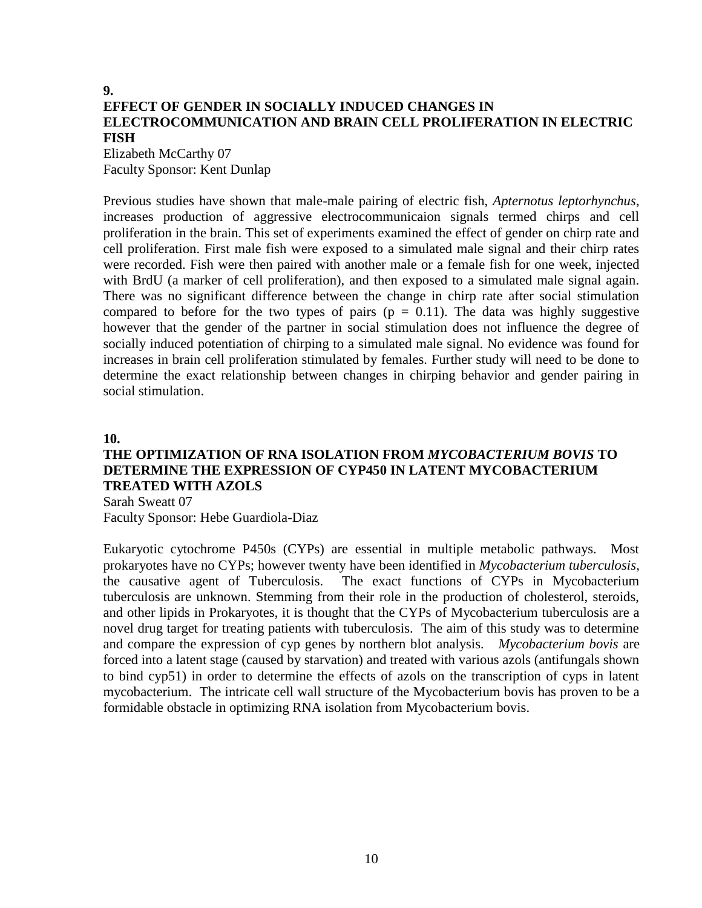**9.**

## EFFECT OF GENDER IN SOCIALLY INDUCED CHANGES IN ELECTROCOMMUNICATION AND BRAIN CELL PROLIFERATION IN ELECTRIC FISH

Elizabeth McCarthy 07
Faculty Sponsor: Kent Dunlap

Previous studies have shown that male-male pairing of electric fish, *Apternotus leptorhynchus*, increases production of aggressive electrocommunicaion signals termed chirps and cell proliferation in the brain. This set of experiments examined the effect of gender on chirp rate and cell proliferation. First male fish were exposed to a simulated male signal and their chirp rates were recorded. Fish were then paired with another male or a female fish for one week, injected with BrdU (a marker of cell proliferation), and then exposed to a simulated male signal again. There was no significant difference between the change in chirp rate after social stimulation compared to before for the two types of pairs ($p = 0.11$). The data was highly suggestive however that the gender of the partner in social stimulation does not influence the degree of socially induced potentiation of chirping to a simulated male signal. No evidence was found for increases in brain cell proliferation stimulated by females. Further study will need to be done to determine the exact relationship between changes in chirping behavior and gender pairing in social stimulation.

**10.**

## THE OPTIMIZATION OF RNA ISOLATION FROM *MYCOBACTERIUM BOVIS* TO DETERMINE THE EXPRESSION OF CYP450 IN LATENT MYCOBACTERIUM TREATED WITH AZOLS

Sarah Sweatt 07
Faculty Sponsor: Hebe Guardiola-Diaz

Eukaryotic cytochrome P450s (CYPs) are essential in multiple metabolic pathways. Most prokaryotes have no CYPs; however twenty have been identified in *Mycobacterium tuberculosis*, the causative agent of Tuberculosis. The exact functions of CYPs in Mycobacterium tuberculosis are unknown. Stemming from their role in the production of cholesterol, steroids, and other lipids in Prokaryotes, it is thought that the CYPs of Mycobacterium tuberculosis are a novel drug target for treating patients with tuberculosis. The aim of this study was to determine and compare the expression of cyp genes by northern blot analysis. *Mycobacterium bovis* are forced into a latent stage (caused by starvation) and treated with various azols (antifungals shown to bind cyp51) in order to determine the effects of azols on the transcription of cyps in latent mycobacterium. The intricate cell wall structure of the Mycobacterium bovis has proven to be a formidable obstacle in optimizing RNA isolation from Mycobacterium bovis.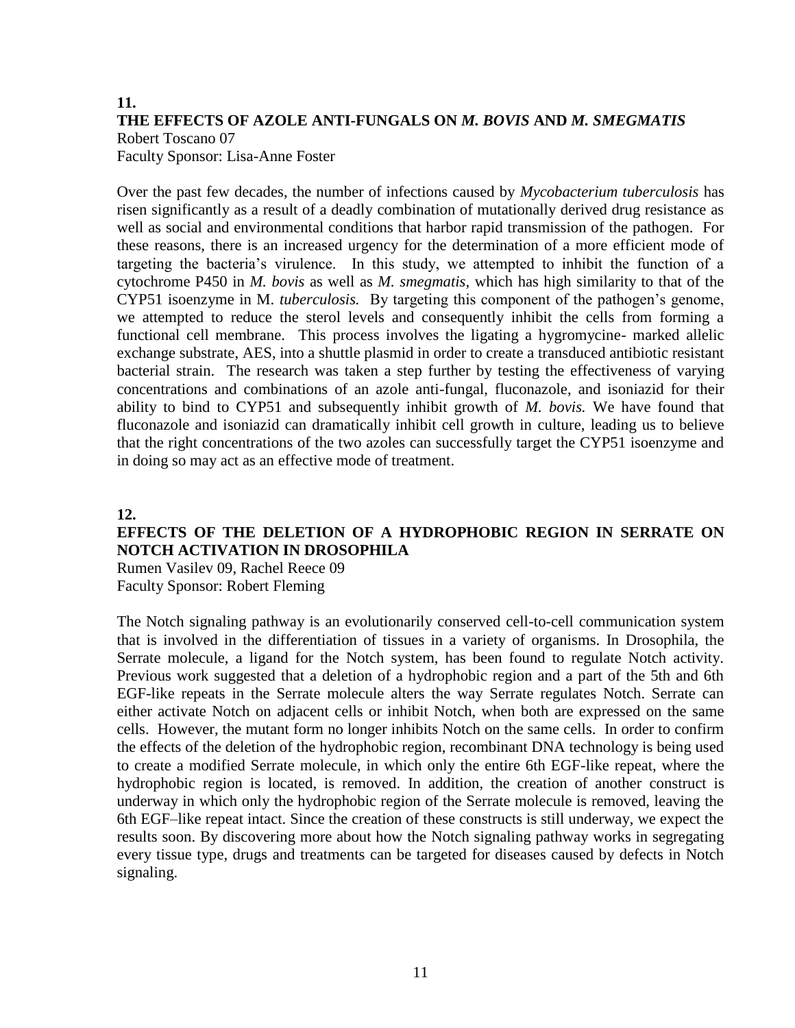## 11.

## THE EFFECTS OF AZOLE ANTI-FUNGALS ON *M. BOVIS* AND *M. SMEGMATIS*

Robert Toscano 07
Faculty Sponsor: Lisa-Anne Foster

Over the past few decades, the number of infections caused by *Mycobacterium tuberculosis* has risen significantly as a result of a deadly combination of mutationally derived drug resistance as well as social and environmental conditions that harbor rapid transmission of the pathogen. For these reasons, there is an increased urgency for the determination of a more efficient mode of targeting the bacteria's virulence. In this study, we attempted to inhibit the function of a cytochrome P450 in *M. bovis* as well as *M. smegmatis*, which has high similarity to that of the CYP51 isoenzyme in M. *tuberculosis.* By targeting this component of the pathogen's genome, we attempted to reduce the sterol levels and consequently inhibit the cells from forming a functional cell membrane. This process involves the ligating a hygromycine- marked allelic exchange substrate, AES, into a shuttle plasmid in order to create a transduced antibiotic resistant bacterial strain. The research was taken a step further by testing the effectiveness of varying concentrations and combinations of an azole anti-fungal, fluconazole, and isoniazid for their ability to bind to CYP51 and subsequently inhibit growth of *M. bovis.* We have found that fluconazole and isoniazid can dramatically inhibit cell growth in culture, leading us to believe that the right concentrations of the two azoles can successfully target the CYP51 isoenzyme and in doing so may act as an effective mode of treatment.

## 12.

## EFFECTS OF THE DELETION OF A HYDROPHOBIC REGION IN SERRATE ON NOTCH ACTIVATION IN DROSOPHILA

Rumen Vasilev 09, Rachel Reece 09
Faculty Sponsor: Robert Fleming

The Notch signaling pathway is an evolutionarily conserved cell-to-cell communication system that is involved in the differentiation of tissues in a variety of organisms. In Drosophila, the Serrate molecule, a ligand for the Notch system, has been found to regulate Notch activity. Previous work suggested that a deletion of a hydrophobic region and a part of the 5th and 6th EGF-like repeats in the Serrate molecule alters the way Serrate regulates Notch. Serrate can either activate Notch on adjacent cells or inhibit Notch, when both are expressed on the same cells. However, the mutant form no longer inhibits Notch on the same cells. In order to confirm the effects of the deletion of the hydrophobic region, recombinant DNA technology is being used to create a modified Serrate molecule, in which only the entire 6th EGF-like repeat, where the hydrophobic region is located, is removed. In addition, the creation of another construct is underway in which only the hydrophobic region of the Serrate molecule is removed, leaving the 6th EGF–like repeat intact. Since the creation of these constructs is still underway, we expect the results soon. By discovering more about how the Notch signaling pathway works in segregating every tissue type, drugs and treatments can be targeted for diseases caused by defects in Notch signaling.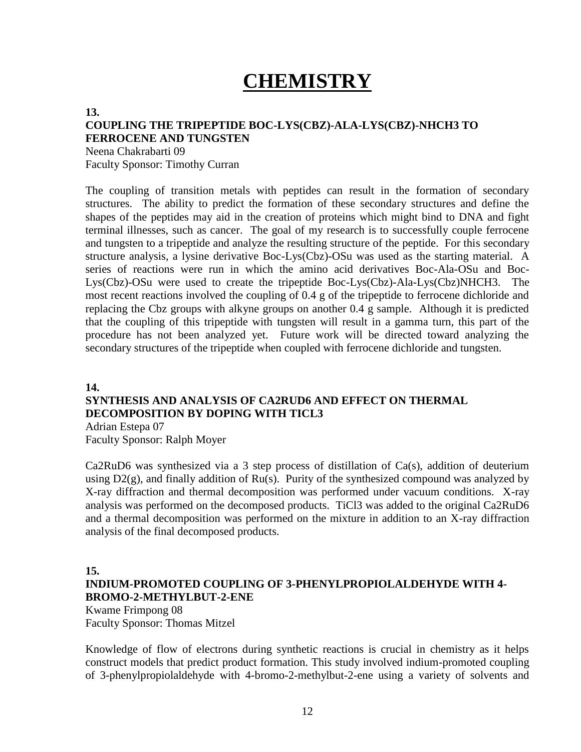# CHEMISTRY

**13.**

### COUPLING THE TRIPEPTIDE BOC-LYS(CBZ)-ALA-LYS(CBZ)-NHCH3 TO FERROCENE AND TUNGSTEN

Neena Chakrabarti 09
Faculty Sponsor: Timothy Curran

The coupling of transition metals with peptides can result in the formation of secondary structures. The ability to predict the formation of these secondary structures and define the shapes of the peptides may aid in the creation of proteins which might bind to DNA and fight terminal illnesses, such as cancer. The goal of my research is to successfully couple ferrocene and tungsten to a tripeptide and analyze the resulting structure of the peptide. For this secondary structure analysis, a lysine derivative Boc-Lys(Cbz)-OSu was used as the starting material. A series of reactions were run in which the amino acid derivatives Boc-Ala-OSu and Boc-Lys(Cbz)-OSu were used to create the tripeptide Boc-Lys(Cbz)-Ala-Lys(Cbz)NHCH3. The most recent reactions involved the coupling of 0.4 g of the tripeptide to ferrocene dichloride and replacing the Cbz groups with alkyne groups on another 0.4 g sample. Although it is predicted that the coupling of this tripeptide with tungsten will result in a gamma turn, this part of the procedure has not been analyzed yet. Future work will be directed toward analyzing the secondary structures of the tripeptide when coupled with ferrocene dichloride and tungsten.

**14.**

### SYNTHESIS AND ANALYSIS OF CA2RUD6 AND EFFECT ON THERMAL DECOMPOSITION BY DOPING WITH TICL3

Adrian Estepa 07
Faculty Sponsor: Ralph Moyer

$Ca_2RuD_6$ was synthesized via a 3 step process of distillation of Ca(s), addition of deuterium using $D_2$(g), and finally addition of Ru(s). Purity of the synthesized compound was analyzed by X-ray diffraction and thermal decomposition was performed under vacuum conditions. X-ray analysis was performed on the decomposed products. $TiCl_3$ was added to the original $Ca_2RuD_6$ and a thermal decomposition was performed on the mixture in addition to an X-ray diffraction analysis of the final decomposed products.

**15.**

### INDIUM-PROMOTED COUPLING OF 3-PHENYLPROPIOLALDEHYDE WITH 4-BROMO-2-METHYLBUT-2-ENE

Kwame Frimpong 08
Faculty Sponsor: Thomas Mitzel

Knowledge of flow of electrons during synthetic reactions is crucial in chemistry as it helps construct models that predict product formation. This study involved indium-promoted coupling of 3-phenylpropiolaldehyde with 4-bromo-2-methylbut-2-ene using a variety of solvents and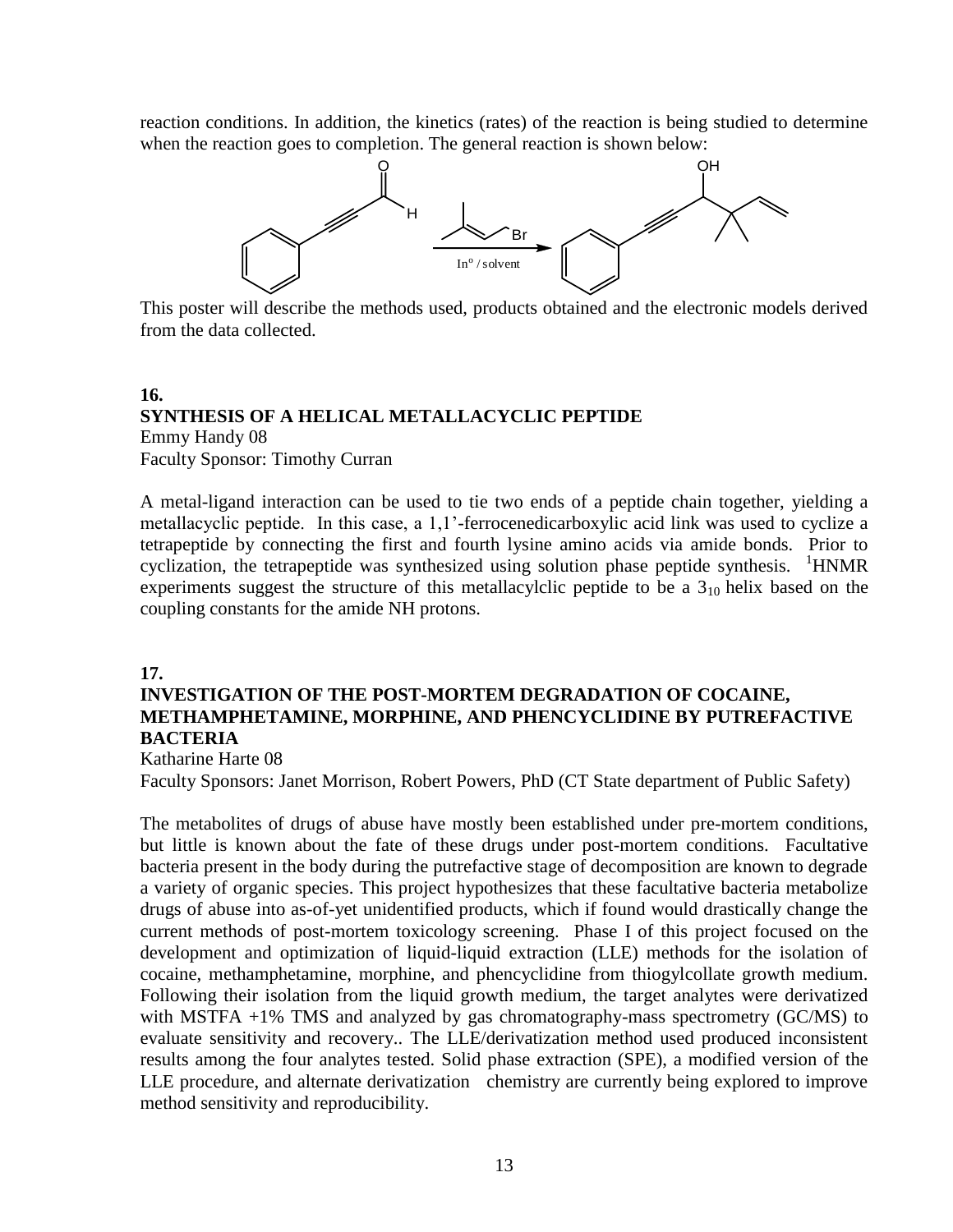reaction conditions. In addition, the kinetics (rates) of the reaction is being studied to determine when the reaction goes to completion. The general reaction is shown below:

This poster will describe the methods used, products obtained and the electronic models derived from the data collected.

**16.**

**SYNTHESIS OF A HELICAL METALLACYCLIC PEPTIDE**

Emmy Handy 08

Faculty Sponsor: Timothy Curran

A metal-ligand interaction can be used to tie two ends of a peptide chain together, yielding a metallacyclic peptide. In this case, a 1,1'-ferrocenedicarboxylic acid link was used to cyclize a tetrapeptide by connecting the first and fourth lysine amino acids via amide bonds. Prior to cyclization, the tetrapeptide was synthesized using solution phase peptide synthesis. $^{1}$HNMR experiments suggest the structure of this metallacylclic peptide to be a $3_{10}$ helix based on the coupling constants for the amide NH protons.

**17.**

**INVESTIGATION OF THE POST-MORTEM DEGRADATION OF COCAINE, METHAMPHETAMINE, MORPHINE, AND PHENCYCLIDINE BY PUTREFACTIVE BACTERIA**

Katharine Harte 08

Faculty Sponsors: Janet Morrison, Robert Powers, PhD (CT State department of Public Safety)

The metabolites of drugs of abuse have mostly been established under pre-mortem conditions, but little is known about the fate of these drugs under post-mortem conditions. Facultative bacteria present in the body during the putrefactive stage of decomposition are known to degrade a variety of organic species. This project hypothesizes that these facultative bacteria metabolize drugs of abuse into as-of-yet unidentified products, which if found would drastically change the current methods of post-mortem toxicology screening. Phase I of this project focused on the development and optimization of liquid-liquid extraction (LLE) methods for the isolation of cocaine, methamphetamine, morphine, and phencyclidine from thiogylcollate growth medium. Following their isolation from the liquid growth medium, the target analytes were derivatized with MSTFA +1% TMS and analyzed by gas chromatography-mass spectrometry (GC/MS) to evaluate sensitivity and recovery.. The LLE/derivatization method used produced inconsistent results among the four analytes tested. Solid phase extraction (SPE), a modified version of the LLE procedure, and alternate derivatization chemistry are currently being explored to improve method sensitivity and reproducibility.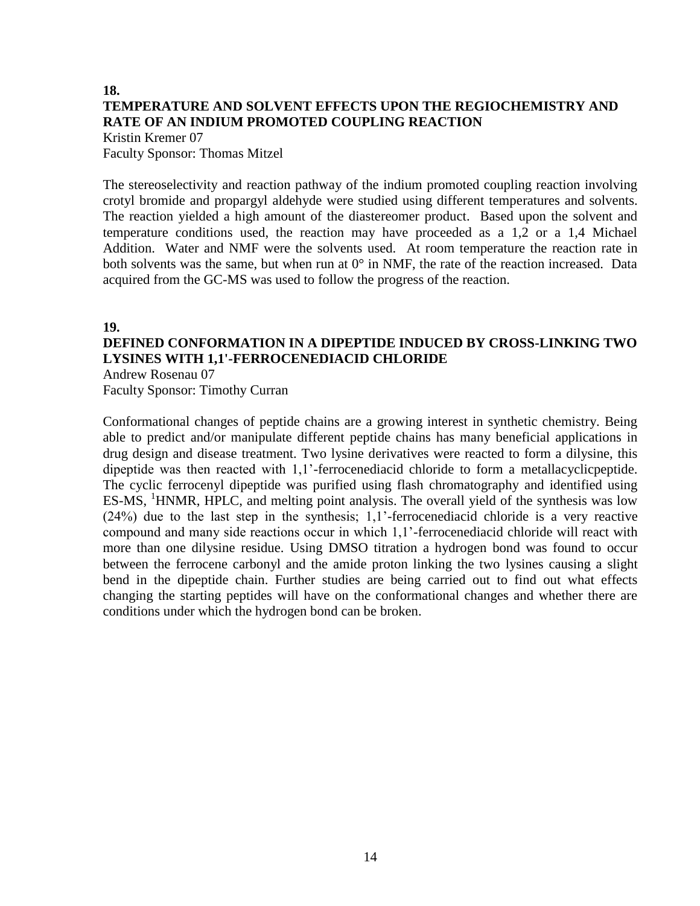**18.**

## TEMPERATURE AND SOLVENT EFFECTS UPON THE REGIOCHEMISTRY AND RATE OF AN INDIUM PROMOTED COUPLING REACTION

Kristin Kremer 07
Faculty Sponsor: Thomas Mitzel

The stereoselectivity and reaction pathway of the indium promoted coupling reaction involving crotyl bromide and propargyl aldehyde were studied using different temperatures and solvents. The reaction yielded a high amount of the diastereomer product. Based upon the solvent and temperature conditions used, the reaction may have proceeded as a 1,2 or a 1,4 Michael Addition. Water and NMF were the solvents used. At room temperature the reaction rate in both solvents was the same, but when run at 0° in NMF, the rate of the reaction increased. Data acquired from the GC-MS was used to follow the progress of the reaction.

**19.**

## DEFINED CONFORMATION IN A DIPEPTIDE INDUCED BY CROSS-LINKING TWO LYSINES WITH 1,1'-FERROCENEDIACID CHLORIDE

Andrew Rosenau 07
Faculty Sponsor: Timothy Curran

Conformational changes of peptide chains are a growing interest in synthetic chemistry. Being able to predict and/or manipulate different peptide chains has many beneficial applications in drug design and disease treatment. Two lysine derivatives were reacted to form a dilysine, this dipeptide was then reacted with 1,1'-ferrocenediacid chloride to form a metallacyclicpeptide. The cyclic ferrocenyl dipeptide was purified using flash chromatography and identified using ES-MS, $^{1}$HNMR, HPLC, and melting point analysis. The overall yield of the synthesis was low (24%) due to the last step in the synthesis; 1,1'-ferrocenediacid chloride is a very reactive compound and many side reactions occur in which 1,1'-ferrocenediacid chloride will react with more than one dilysine residue. Using DMSO titration a hydrogen bond was found to occur between the ferrocene carbonyl and the amide proton linking the two lysines causing a slight bend in the dipeptide chain. Further studies are being carried out to find out what effects changing the starting peptides will have on the conformational changes and whether there are conditions under which the hydrogen bond can be broken.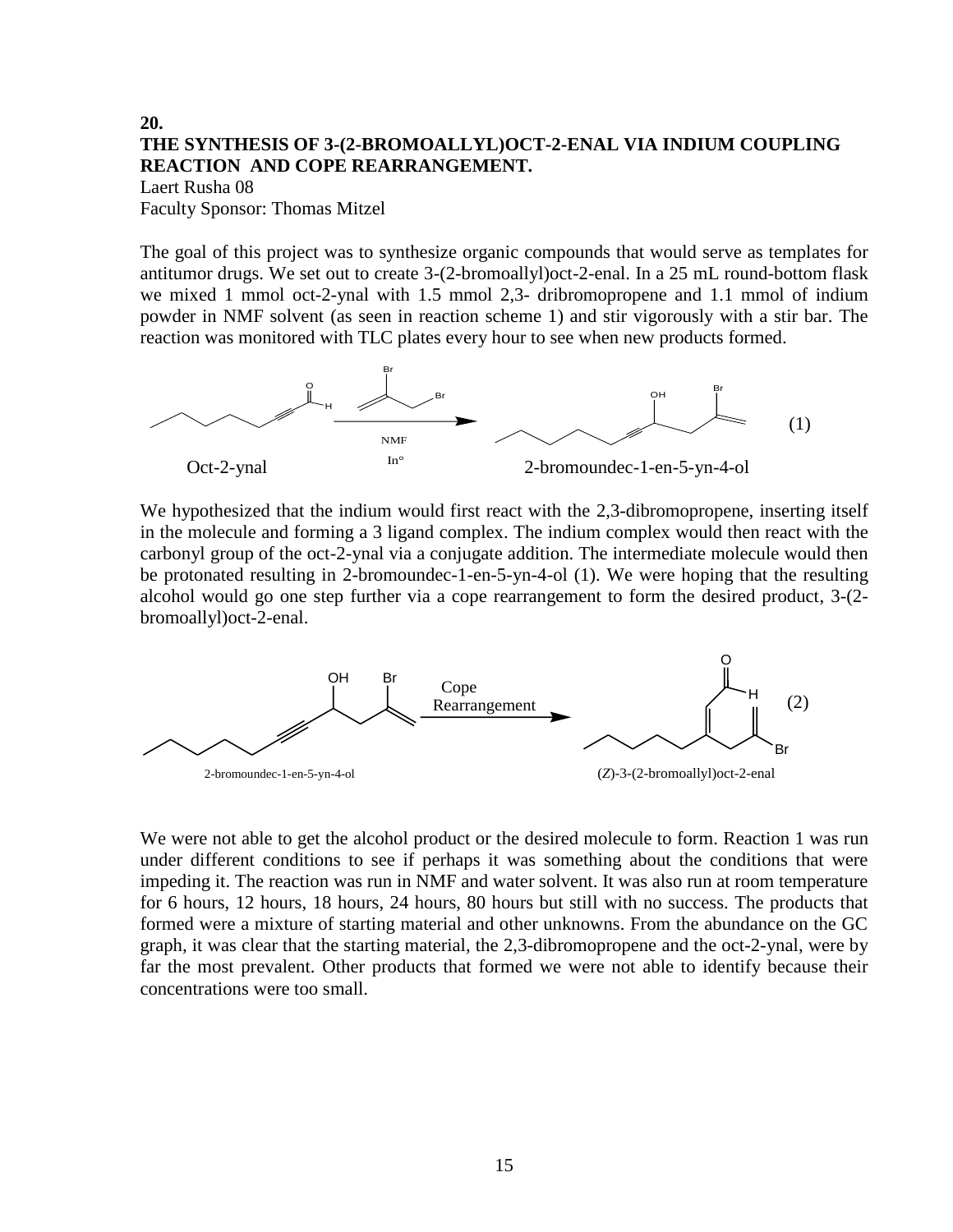## 20.

## THE SYNTHESIS OF 3-(2-BROMOALLYL)OCT-2-ENAL VIA INDIUM COUPLING REACTION AND COPE REARRANGEMENT.

Laert Rusha 08
Faculty Sponsor: Thomas Mitzel

The goal of this project was to synthesize organic compounds that would serve as templates for antitumor drugs. We set out to create 3-(2-bromoallyl)oct-2-enal. In a 25 mL round-bottom flask we mixed 1 mmol oct-2-ynal with 1.5 mmol 2,3- dribromopropene and 1.1 mmol of indium powder in NMF solvent (as seen in reaction scheme 1) and stir vigorously with a stir bar. The reaction was monitored with TLC plates every hour to see when new products formed.

Oct-2-ynal → (NMF, In°) → 2-bromoundec-1-en-5-yn-4-ol (1)

We hypothesized that the indium would first react with the 2,3-dibromopropene, inserting itself in the molecule and forming a 3 ligand complex. The indium complex would then react with the carbonyl group of the oct-2-ynal via a conjugate addition. The intermediate molecule would then be protonated resulting in 2-bromoundec-1-en-5-yn-4-ol (1). We were hoping that the resulting alcohol would go one step further via a cope rearrangement to form the desired product, 3-(2-bromoallyl)oct-2-enal.

2-bromoundec-1-en-5-yn-4-ol → (Cope Rearrangement) → (*Z*)-3-(2-bromoallyl)oct-2-enal (2)

We were not able to get the alcohol product or the desired molecule to form. Reaction 1 was run under different conditions to see if perhaps it was something about the conditions that were impeding it. The reaction was run in NMF and water solvent. It was also run at room temperature for 6 hours, 12 hours, 18 hours, 24 hours, 80 hours but still with no success. The products that formed were a mixture of starting material and other unknowns. From the abundance on the GC graph, it was clear that the starting material, the 2,3-dibromopropene and the oct-2-ynal, were by far the most prevalent. Other products that formed we were not able to identify because their concentrations were too small.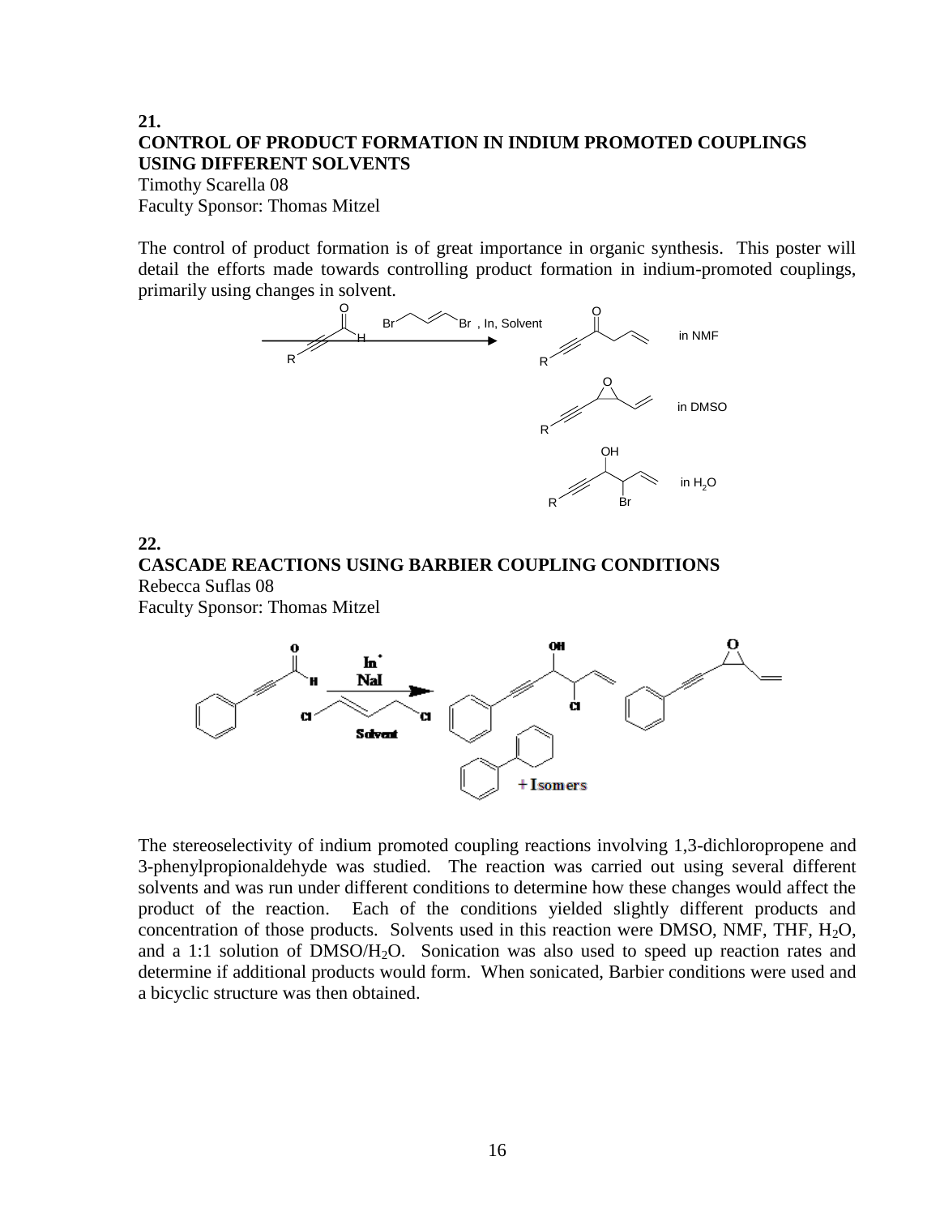## 21.

### CONTROL OF PRODUCT FORMATION IN INDIUM PROMOTED COUPLINGS USING DIFFERENT SOLVENTS

Timothy Scarella 08
Faculty Sponsor: Thomas Mitzel

The control of product formation is of great importance in organic synthesis. This poster will detail the efforts made towards controlling product formation in indium-promoted couplings, primarily using changes in solvent.

## 22.

### CASCADE REACTIONS USING BARBIER COUPLING CONDITIONS

Rebecca Suflas 08
Faculty Sponsor: Thomas Mitzel

The stereoselectivity of indium promoted coupling reactions involving 1,3-dichloropropene and 3-phenylpropionaldehyde was studied. The reaction was carried out using several different solvents and was run under different conditions to determine how these changes would affect the product of the reaction. Each of the conditions yielded slightly different products and concentration of those products. Solvents used in this reaction were DMSO, NMF, THF, $H_2O$, and a 1:1 solution of DMSO/$H_2O$. Sonication was also used to speed up reaction rates and determine if additional products would form. When sonicated, Barbier conditions were used and a bicyclic structure was then obtained.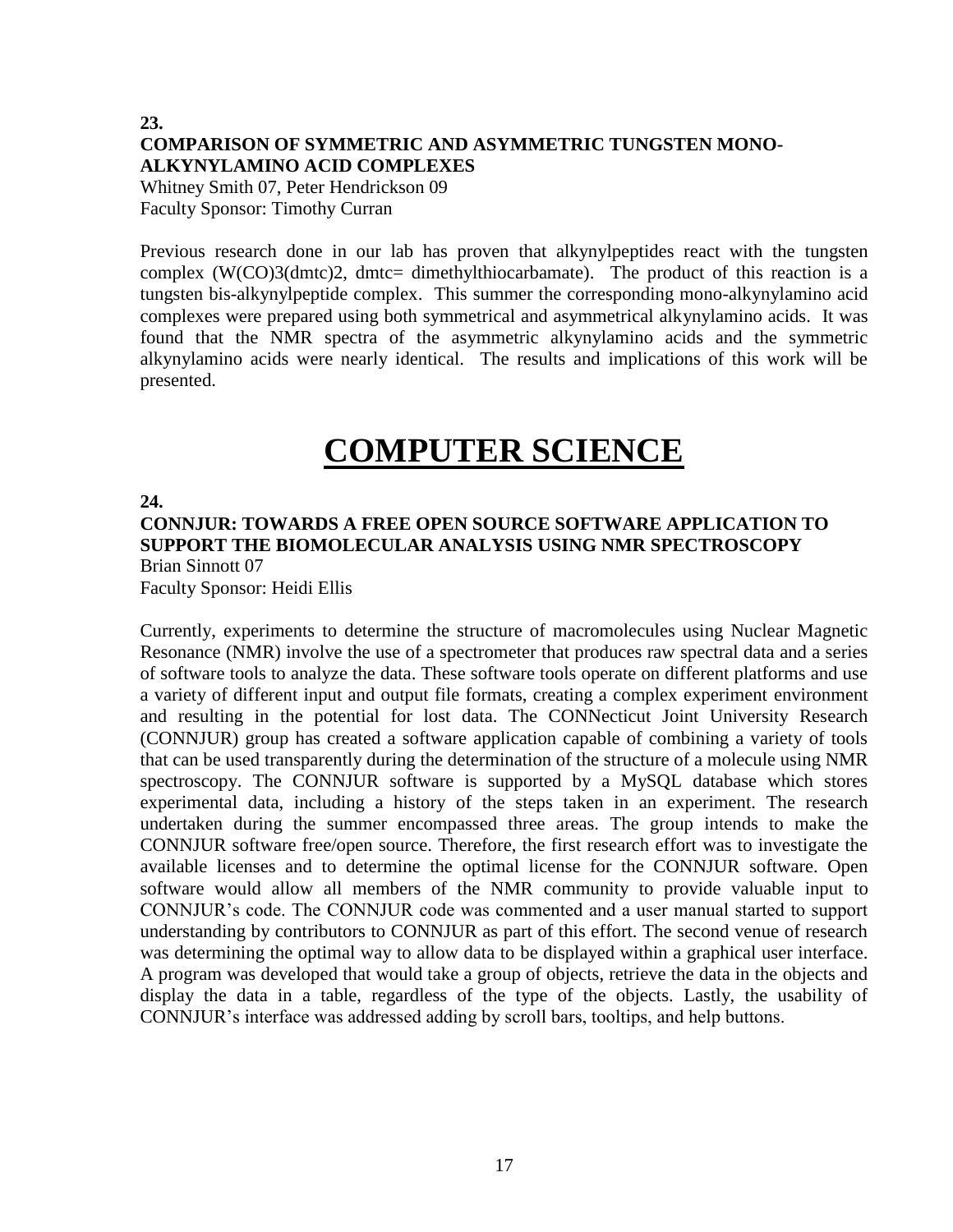**23.**
**COMPARISON OF SYMMETRIC AND ASYMMETRIC TUNGSTEN MONO-ALKYNYLAMINO ACID COMPLEXES**
Whitney Smith 07, Peter Hendrickson 09
Faculty Sponsor: Timothy Curran

Previous research done in our lab has proven that alkynylpeptides react with the tungsten complex (W(CO)3(dmtc)2, dmtc= dimethylthiocarbamate). The product of this reaction is a tungsten bis-alkynylpeptide complex. This summer the corresponding mono-alkynylamino acid complexes were prepared using both symmetrical and asymmetrical alkynylamino acids. It was found that the NMR spectra of the asymmetric alkynylamino acids and the symmetric alkynylamino acids were nearly identical. The results and implications of this work will be presented.

# COMPUTER SCIENCE

**24.**
**CONNJUR: TOWARDS A FREE OPEN SOURCE SOFTWARE APPLICATION TO SUPPORT THE BIOMOLECULAR ANALYSIS USING NMR SPECTROSCOPY**
Brian Sinnott 07
Faculty Sponsor: Heidi Ellis

Currently, experiments to determine the structure of macromolecules using Nuclear Magnetic Resonance (NMR) involve the use of a spectrometer that produces raw spectral data and a series of software tools to analyze the data. These software tools operate on different platforms and use a variety of different input and output file formats, creating a complex experiment environment and resulting in the potential for lost data. The CONNecticut Joint University Research (CONNJUR) group has created a software application capable of combining a variety of tools that can be used transparently during the determination of the structure of a molecule using NMR spectroscopy. The CONNJUR software is supported by a MySQL database which stores experimental data, including a history of the steps taken in an experiment. The research undertaken during the summer encompassed three areas. The group intends to make the CONNJUR software free/open source. Therefore, the first research effort was to investigate the available licenses and to determine the optimal license for the CONNJUR software. Open software would allow all members of the NMR community to provide valuable input to CONNJUR's code. The CONNJUR code was commented and a user manual started to support understanding by contributors to CONNJUR as part of this effort. The second venue of research was determining the optimal way to allow data to be displayed within a graphical user interface. A program was developed that would take a group of objects, retrieve the data in the objects and display the data in a table, regardless of the type of the objects. Lastly, the usability of CONNJUR's interface was addressed adding by scroll bars, tooltips, and help buttons.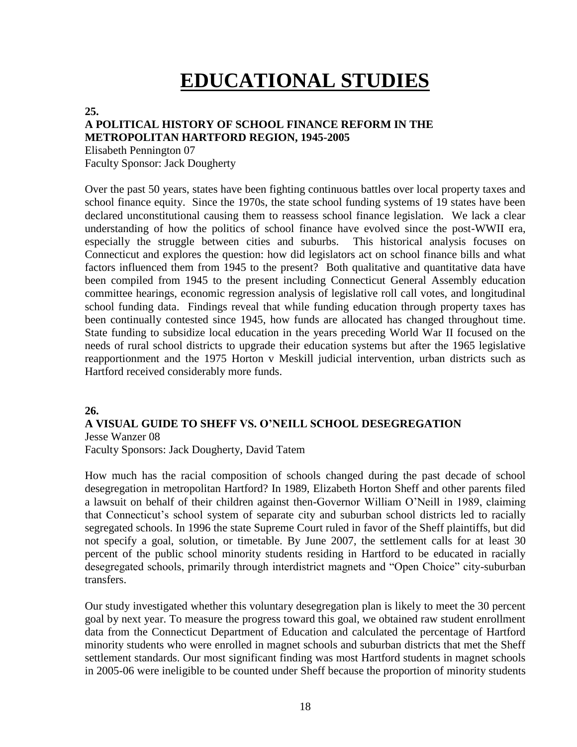# EDUCATIONAL STUDIES

**25.**

**A POLITICAL HISTORY OF SCHOOL FINANCE REFORM IN THE METROPOLITAN HARTFORD REGION, 1945-2005**

Elisabeth Pennington 07
Faculty Sponsor: Jack Dougherty

Over the past 50 years, states have been fighting continuous battles over local property taxes and school finance equity. Since the 1970s, the state school funding systems of 19 states have been declared unconstitutional causing them to reassess school finance legislation. We lack a clear understanding of how the politics of school finance have evolved since the post-WWII era, especially the struggle between cities and suburbs. This historical analysis focuses on Connecticut and explores the question: how did legislators act on school finance bills and what factors influenced them from 1945 to the present? Both qualitative and quantitative data have been compiled from 1945 to the present including Connecticut General Assembly education committee hearings, economic regression analysis of legislative roll call votes, and longitudinal school funding data. Findings reveal that while funding education through property taxes has been continually contested since 1945, how funds are allocated has changed throughout time. State funding to subsidize local education in the years preceding World War II focused on the needs of rural school districts to upgrade their education systems but after the 1965 legislative reapportionment and the 1975 Horton v Meskill judicial intervention, urban districts such as Hartford received considerably more funds.

**26.**

**A VISUAL GUIDE TO SHEFF VS. O'NEILL SCHOOL DESEGREGATION**

Jesse Wanzer 08
Faculty Sponsors: Jack Dougherty, David Tatem

How much has the racial composition of schools changed during the past decade of school desegregation in metropolitan Hartford? In 1989, Elizabeth Horton Sheff and other parents filed a lawsuit on behalf of their children against then-Governor William O'Neill in 1989, claiming that Connecticut's school system of separate city and suburban school districts led to racially segregated schools. In 1996 the state Supreme Court ruled in favor of the Sheff plaintiffs, but did not specify a goal, solution, or timetable. By June 2007, the settlement calls for at least 30 percent of the public school minority students residing in Hartford to be educated in racially desegregated schools, primarily through interdistrict magnets and "Open Choice" city-suburban transfers.

Our study investigated whether this voluntary desegregation plan is likely to meet the 30 percent goal by next year. To measure the progress toward this goal, we obtained raw student enrollment data from the Connecticut Department of Education and calculated the percentage of Hartford minority students who were enrolled in magnet schools and suburban districts that met the Sheff settlement standards. Our most significant finding was most Hartford students in magnet schools in 2005-06 were ineligible to be counted under Sheff because the proportion of minority students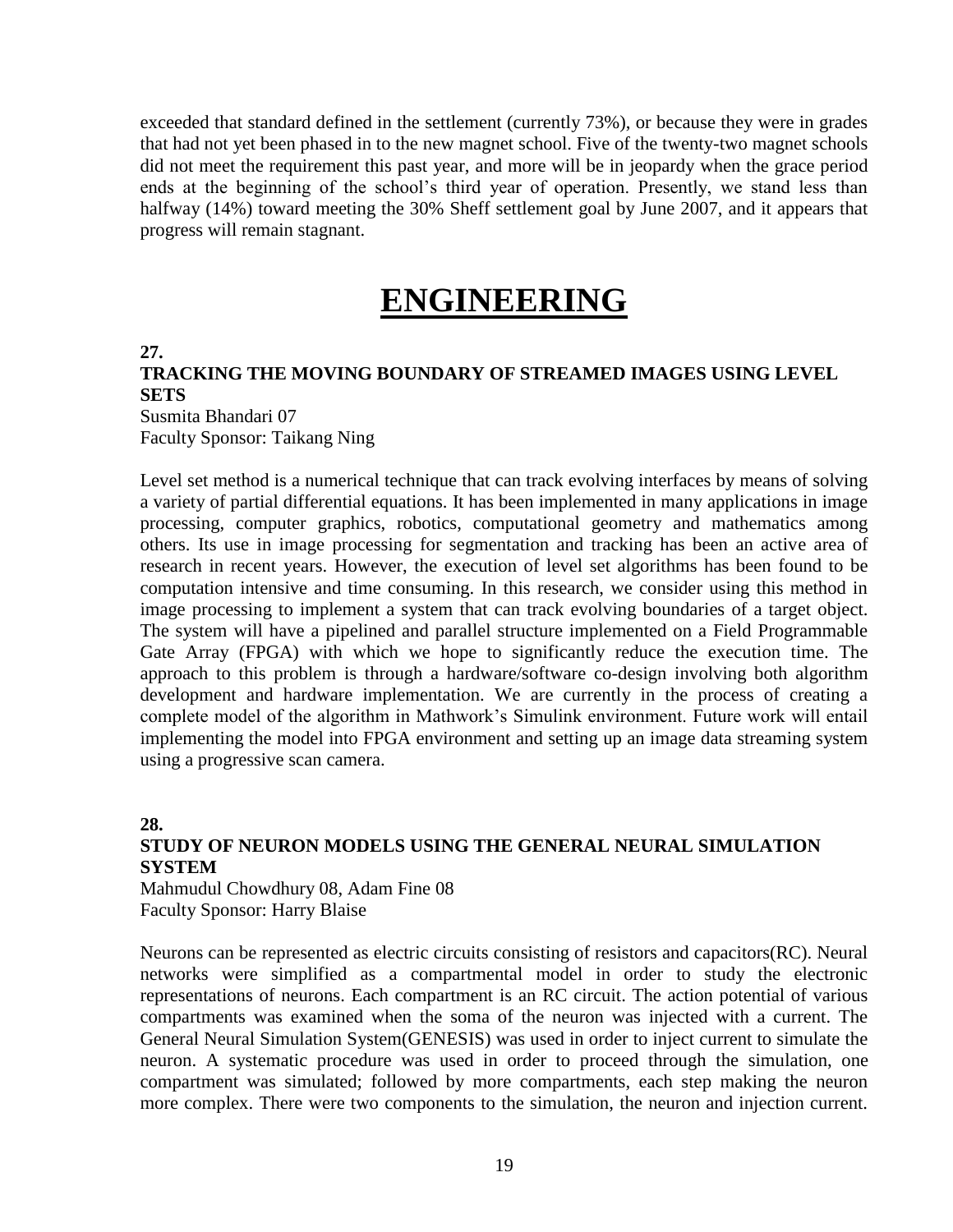exceeded that standard defined in the settlement (currently 73%), or because they were in grades that had not yet been phased in to the new magnet school. Five of the twenty-two magnet schools did not meet the requirement this past year, and more will be in jeopardy when the grace period ends at the beginning of the school's third year of operation. Presently, we stand less than halfway (14%) toward meeting the 30% Sheff settlement goal by June 2007, and it appears that progress will remain stagnant.

# ENGINEERING

**27.**

### TRACKING THE MOVING BOUNDARY OF STREAMED IMAGES USING LEVEL SETS

Susmita Bhandari 07
Faculty Sponsor: Taikang Ning

Level set method is a numerical technique that can track evolving interfaces by means of solving a variety of partial differential equations. It has been implemented in many applications in image processing, computer graphics, robotics, computational geometry and mathematics among others. Its use in image processing for segmentation and tracking has been an active area of research in recent years. However, the execution of level set algorithms has been found to be computation intensive and time consuming. In this research, we consider using this method in image processing to implement a system that can track evolving boundaries of a target object. The system will have a pipelined and parallel structure implemented on a Field Programmable Gate Array (FPGA) with which we hope to significantly reduce the execution time. The approach to this problem is through a hardware/software co-design involving both algorithm development and hardware implementation. We are currently in the process of creating a complete model of the algorithm in Mathwork's Simulink environment. Future work will entail implementing the model into FPGA environment and setting up an image data streaming system using a progressive scan camera.

**28.**

### STUDY OF NEURON MODELS USING THE GENERAL NEURAL SIMULATION SYSTEM

Mahmudul Chowdhury 08, Adam Fine 08
Faculty Sponsor: Harry Blaise

Neurons can be represented as electric circuits consisting of resistors and capacitors(RC). Neural networks were simplified as a compartmental model in order to study the electronic representations of neurons. Each compartment is an RC circuit. The action potential of various compartments was examined when the soma of the neuron was injected with a current. The General Neural Simulation System(GENESIS) was used in order to inject current to simulate the neuron. A systematic procedure was used in order to proceed through the simulation, one compartment was simulated; followed by more compartments, each step making the neuron more complex. There were two components to the simulation, the neuron and injection current.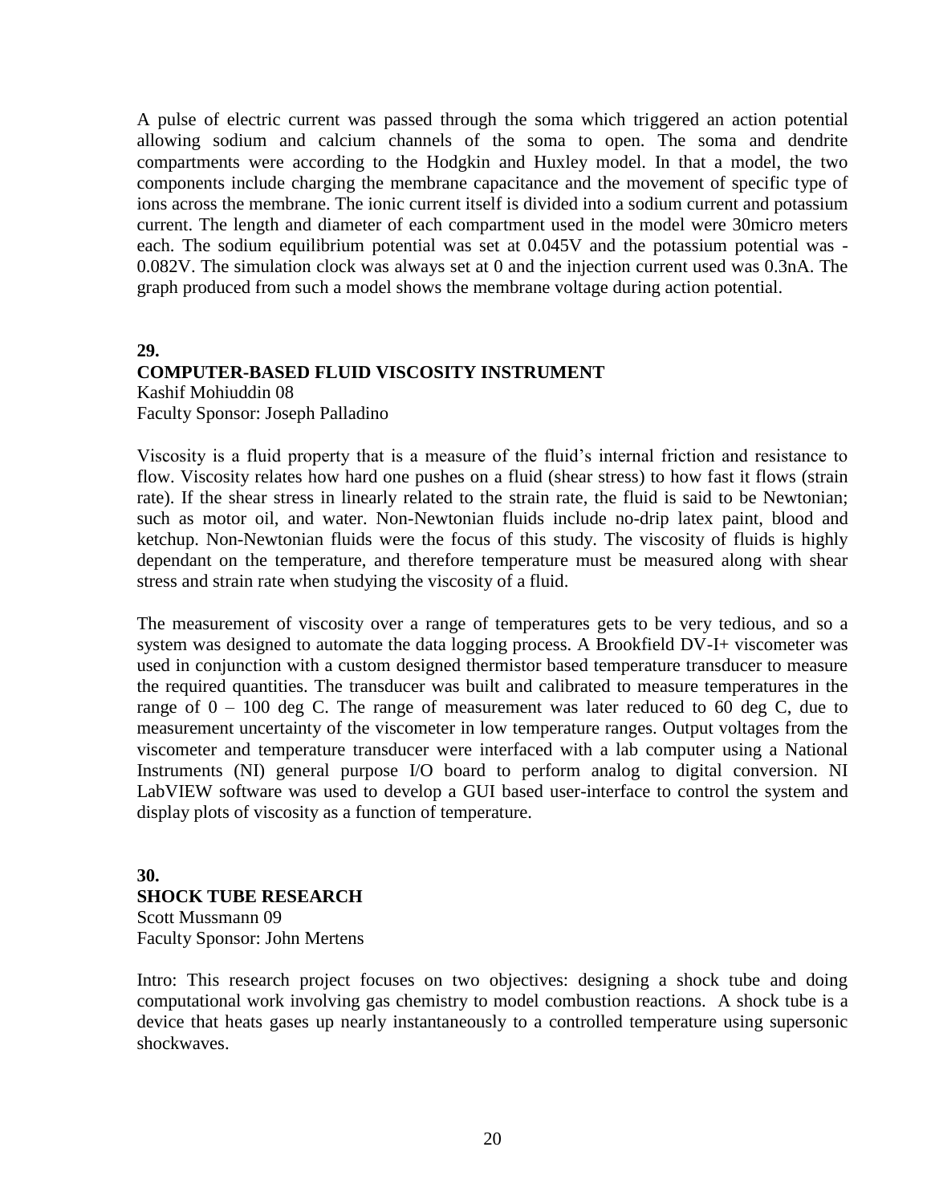A pulse of electric current was passed through the soma which triggered an action potential allowing sodium and calcium channels of the soma to open. The soma and dendrite compartments were according to the Hodgkin and Huxley model. In that a model, the two components include charging the membrane capacitance and the movement of specific type of ions across the membrane. The ionic current itself is divided into a sodium current and potassium current. The length and diameter of each compartment used in the model were 30micro meters each. The sodium equilibrium potential was set at 0.045V and the potassium potential was -0.082V. The simulation clock was always set at 0 and the injection current used was 0.3nA. The graph produced from such a model shows the membrane voltage during action potential.

**29.**

**COMPUTER-BASED FLUID VISCOSITY INSTRUMENT**

Kashif Mohiuddin 08
Faculty Sponsor: Joseph Palladino

Viscosity is a fluid property that is a measure of the fluid's internal friction and resistance to flow. Viscosity relates how hard one pushes on a fluid (shear stress) to how fast it flows (strain rate). If the shear stress in linearly related to the strain rate, the fluid is said to be Newtonian; such as motor oil, and water. Non-Newtonian fluids include no-drip latex paint, blood and ketchup. Non-Newtonian fluids were the focus of this study. The viscosity of fluids is highly dependant on the temperature, and therefore temperature must be measured along with shear stress and strain rate when studying the viscosity of a fluid.

The measurement of viscosity over a range of temperatures gets to be very tedious, and so a system was designed to automate the data logging process. A Brookfield DV-I+ viscometer was used in conjunction with a custom designed thermistor based temperature transducer to measure the required quantities. The transducer was built and calibrated to measure temperatures in the range of 0 – 100 deg C. The range of measurement was later reduced to 60 deg C, due to measurement uncertainty of the viscometer in low temperature ranges. Output voltages from the viscometer and temperature transducer were interfaced with a lab computer using a National Instruments (NI) general purpose I/O board to perform analog to digital conversion. NI LabVIEW software was used to develop a GUI based user-interface to control the system and display plots of viscosity as a function of temperature.

**30.**

**SHOCK TUBE RESEARCH**

Scott Mussmann 09
Faculty Sponsor: John Mertens

Intro: This research project focuses on two objectives: designing a shock tube and doing computational work involving gas chemistry to model combustion reactions. A shock tube is a device that heats gases up nearly instantaneously to a controlled temperature using supersonic shockwaves.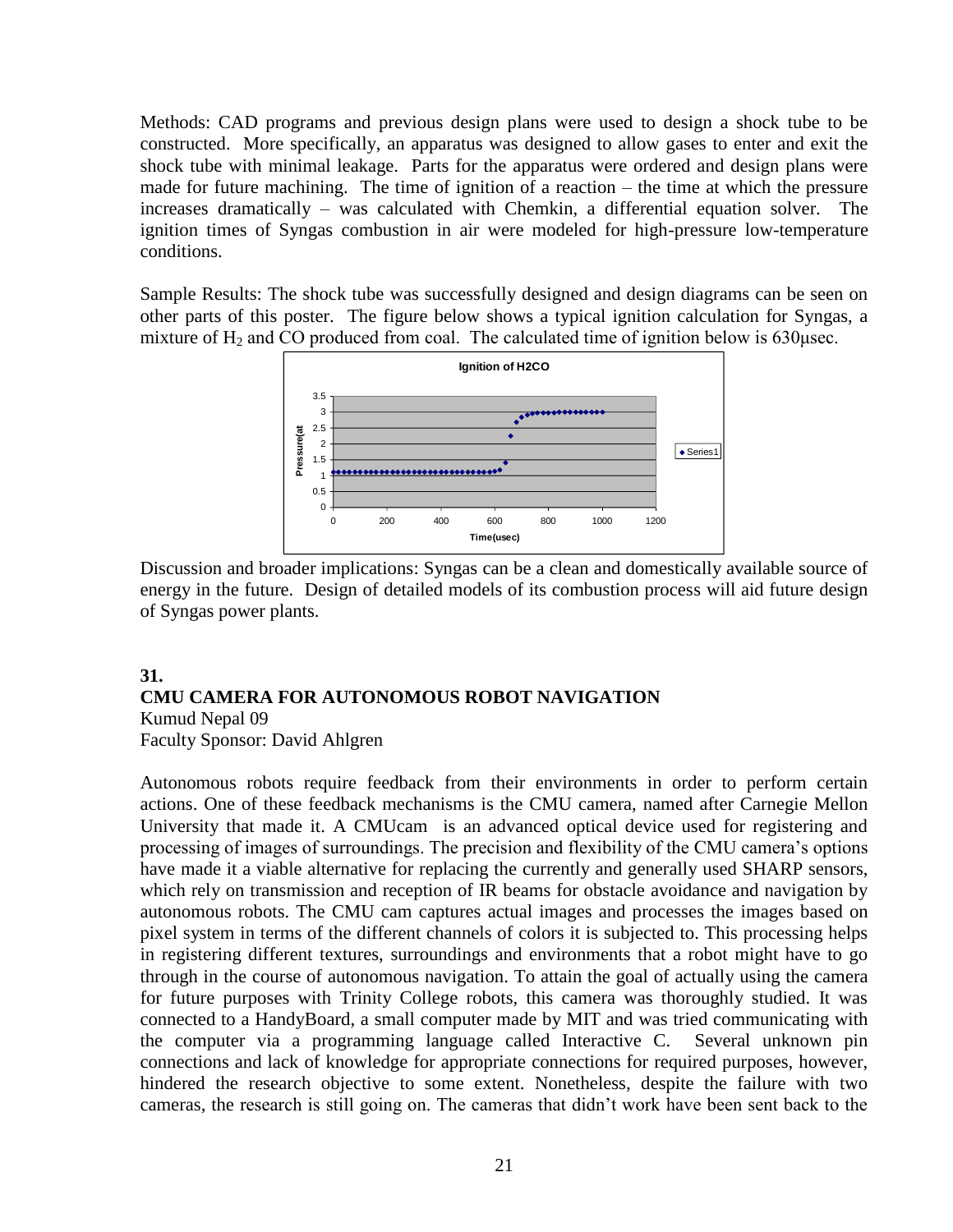Methods: CAD programs and previous design plans were used to design a shock tube to be constructed. More specifically, an apparatus was designed to allow gases to enter and exit the shock tube with minimal leakage. Parts for the apparatus were ordered and design plans were made for future machining. The time of ignition of a reaction – the time at which the pressure increases dramatically – was calculated with Chemkin, a differential equation solver. The ignition times of Syngas combustion in air were modeled for high-pressure low-temperature conditions.

Sample Results: The shock tube was successfully designed and design diagrams can be seen on other parts of this poster. The figure below shows a typical ignition calculation for Syngas, a mixture of $H_2$ and CO produced from coal. The calculated time of ignition below is 630μsec.

Discussion and broader implications: Syngas can be a clean and domestically available source of energy in the future. Design of detailed models of its combustion process will aid future design of Syngas power plants.

## 31.

## CMU CAMERA FOR AUTONOMOUS ROBOT NAVIGATION

Kumud Nepal 09
Faculty Sponsor: David Ahlgren

Autonomous robots require feedback from their environments in order to perform certain actions. One of these feedback mechanisms is the CMU camera, named after Carnegie Mellon University that made it. A CMUcam is an advanced optical device used for registering and processing of images of surroundings. The precision and flexibility of the CMU camera's options have made it a viable alternative for replacing the currently and generally used SHARP sensors, which rely on transmission and reception of IR beams for obstacle avoidance and navigation by autonomous robots. The CMU cam captures actual images and processes the images based on pixel system in terms of the different channels of colors it is subjected to. This processing helps in registering different textures, surroundings and environments that a robot might have to go through in the course of autonomous navigation. To attain the goal of actually using the camera for future purposes with Trinity College robots, this camera was thoroughly studied. It was connected to a HandyBoard, a small computer made by MIT and was tried communicating with the computer via a programming language called Interactive C. Several unknown pin connections and lack of knowledge for appropriate connections for required purposes, however, hindered the research objective to some extent. Nonetheless, despite the failure with two cameras, the research is still going on. The cameras that didn't work have been sent back to the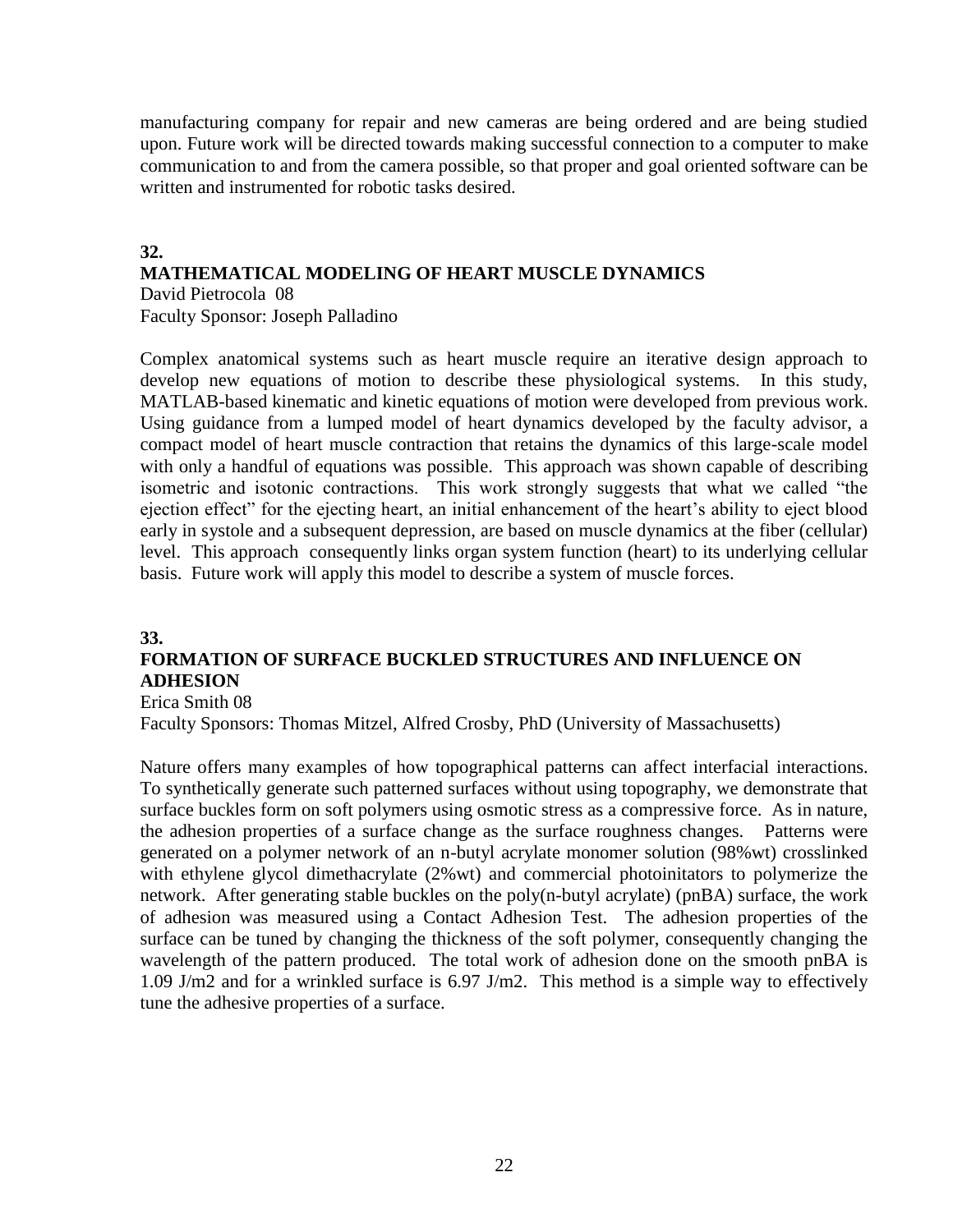manufacturing company for repair and new cameras are being ordered and are being studied upon. Future work will be directed towards making successful connection to a computer to make communication to and from the camera possible, so that proper and goal oriented software can be written and instrumented for robotic tasks desired.

## 32.
## MATHEMATICAL MODELING OF HEART MUSCLE DYNAMICS

David Pietrocola 08
Faculty Sponsor: Joseph Palladino

Complex anatomical systems such as heart muscle require an iterative design approach to develop new equations of motion to describe these physiological systems. In this study, MATLAB-based kinematic and kinetic equations of motion were developed from previous work. Using guidance from a lumped model of heart dynamics developed by the faculty advisor, a compact model of heart muscle contraction that retains the dynamics of this large-scale model with only a handful of equations was possible. This approach was shown capable of describing isometric and isotonic contractions. This work strongly suggests that what we called "the ejection effect" for the ejecting heart, an initial enhancement of the heart's ability to eject blood early in systole and a subsequent depression, are based on muscle dynamics at the fiber (cellular) level. This approach consequently links organ system function (heart) to its underlying cellular basis. Future work will apply this model to describe a system of muscle forces.

## 33.
## FORMATION OF SURFACE BUCKLED STRUCTURES AND INFLUENCE ON ADHESION

Erica Smith 08
Faculty Sponsors: Thomas Mitzel, Alfred Crosby, PhD (University of Massachusetts)

Nature offers many examples of how topographical patterns can affect interfacial interactions. To synthetically generate such patterned surfaces without using topography, we demonstrate that surface buckles form on soft polymers using osmotic stress as a compressive force. As in nature, the adhesion properties of a surface change as the surface roughness changes. Patterns were generated on a polymer network of an n-butyl acrylate monomer solution (98%wt) crosslinked with ethylene glycol dimethacrylate (2%wt) and commercial photoinitators to polymerize the network. After generating stable buckles on the poly(n-butyl acrylate) (pnBA) surface, the work of adhesion was measured using a Contact Adhesion Test. The adhesion properties of the surface can be tuned by changing the thickness of the soft polymer, consequently changing the wavelength of the pattern produced. The total work of adhesion done on the smooth pnBA is 1.09 $J/m^2$ and for a wrinkled surface is 6.97 $J/m^2$. This method is a simple way to effectively tune the adhesive properties of a surface.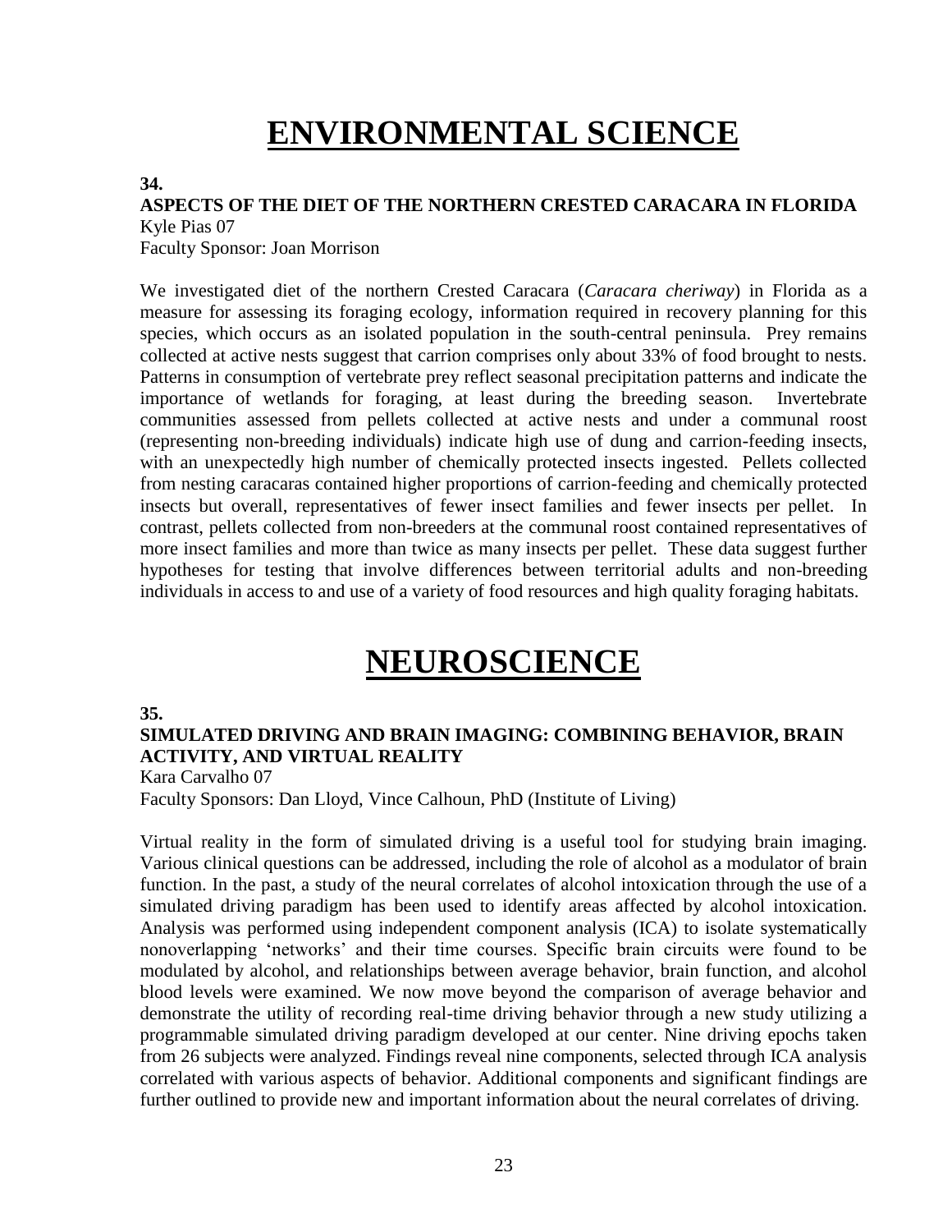# ENVIRONMENTAL SCIENCE

**34.**

**ASPECTS OF THE DIET OF THE NORTHERN CRESTED CARACARA IN FLORIDA**

Kyle Pias 07

Faculty Sponsor: Joan Morrison

We investigated diet of the northern Crested Caracara (*Caracara cheriway*) in Florida as a measure for assessing its foraging ecology, information required in recovery planning for this species, which occurs as an isolated population in the south-central peninsula. Prey remains collected at active nests suggest that carrion comprises only about 33% of food brought to nests. Patterns in consumption of vertebrate prey reflect seasonal precipitation patterns and indicate the importance of wetlands for foraging, at least during the breeding season. Invertebrate communities assessed from pellets collected at active nests and under a communal roost (representing non-breeding individuals) indicate high use of dung and carrion-feeding insects, with an unexpectedly high number of chemically protected insects ingested. Pellets collected from nesting caracaras contained higher proportions of carrion-feeding and chemically protected insects but overall, representatives of fewer insect families and fewer insects per pellet. In contrast, pellets collected from non-breeders at the communal roost contained representatives of more insect families and more than twice as many insects per pellet. These data suggest further hypotheses for testing that involve differences between territorial adults and non-breeding individuals in access to and use of a variety of food resources and high quality foraging habitats.

# NEUROSCIENCE

**35.**

**SIMULATED DRIVING AND BRAIN IMAGING: COMBINING BEHAVIOR, BRAIN ACTIVITY, AND VIRTUAL REALITY**

Kara Carvalho 07

Faculty Sponsors: Dan Lloyd, Vince Calhoun, PhD (Institute of Living)

Virtual reality in the form of simulated driving is a useful tool for studying brain imaging. Various clinical questions can be addressed, including the role of alcohol as a modulator of brain function. In the past, a study of the neural correlates of alcohol intoxication through the use of a simulated driving paradigm has been used to identify areas affected by alcohol intoxication. Analysis was performed using independent component analysis (ICA) to isolate systematically nonoverlapping 'networks' and their time courses. Specific brain circuits were found to be modulated by alcohol, and relationships between average behavior, brain function, and alcohol blood levels were examined. We now move beyond the comparison of average behavior and demonstrate the utility of recording real-time driving behavior through a new study utilizing a programmable simulated driving paradigm developed at our center. Nine driving epochs taken from 26 subjects were analyzed. Findings reveal nine components, selected through ICA analysis correlated with various aspects of behavior. Additional components and significant findings are further outlined to provide new and important information about the neural correlates of driving.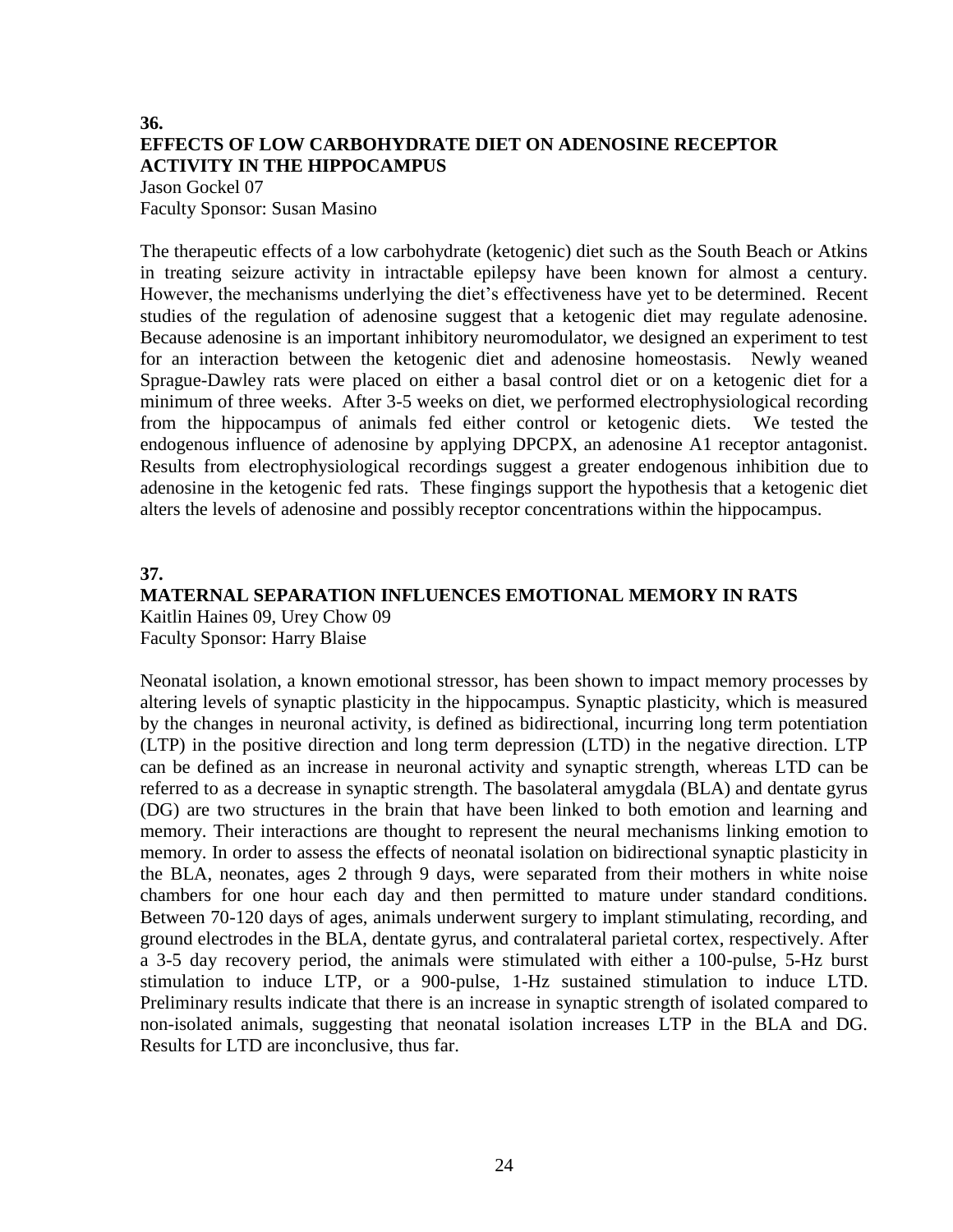### 36.

### EFFECTS OF LOW CARBOHYDRATE DIET ON ADENOSINE RECEPTOR ACTIVITY IN THE HIPPOCAMPUS

Jason Gockel 07
Faculty Sponsor: Susan Masino

The therapeutic effects of a low carbohydrate (ketogenic) diet such as the South Beach or Atkins in treating seizure activity in intractable epilepsy have been known for almost a century. However, the mechanisms underlying the diet's effectiveness have yet to be determined. Recent studies of the regulation of adenosine suggest that a ketogenic diet may regulate adenosine. Because adenosine is an important inhibitory neuromodulator, we designed an experiment to test for an interaction between the ketogenic diet and adenosine homeostasis. Newly weaned Sprague-Dawley rats were placed on either a basal control diet or on a ketogenic diet for a minimum of three weeks. After 3-5 weeks on diet, we performed electrophysiological recording from the hippocampus of animals fed either control or ketogenic diets. We tested the endogenous influence of adenosine by applying DPCPX, an adenosine A1 receptor antagonist. Results from electrophysiological recordings suggest a greater endogenous inhibition due to adenosine in the ketogenic fed rats. These fingings support the hypothesis that a ketogenic diet alters the levels of adenosine and possibly receptor concentrations within the hippocampus.

### 37.

### MATERNAL SEPARATION INFLUENCES EMOTIONAL MEMORY IN RATS

Kaitlin Haines 09, Urey Chow 09
Faculty Sponsor: Harry Blaise

Neonatal isolation, a known emotional stressor, has been shown to impact memory processes by altering levels of synaptic plasticity in the hippocampus. Synaptic plasticity, which is measured by the changes in neuronal activity, is defined as bidirectional, incurring long term potentiation (LTP) in the positive direction and long term depression (LTD) in the negative direction. LTP can be defined as an increase in neuronal activity and synaptic strength, whereas LTD can be referred to as a decrease in synaptic strength. The basolateral amygdala (BLA) and dentate gyrus (DG) are two structures in the brain that have been linked to both emotion and learning and memory. Their interactions are thought to represent the neural mechanisms linking emotion to memory. In order to assess the effects of neonatal isolation on bidirectional synaptic plasticity in the BLA, neonates, ages 2 through 9 days, were separated from their mothers in white noise chambers for one hour each day and then permitted to mature under standard conditions. Between 70-120 days of ages, animals underwent surgery to implant stimulating, recording, and ground electrodes in the BLA, dentate gyrus, and contralateral parietal cortex, respectively. After a 3-5 day recovery period, the animals were stimulated with either a 100-pulse, 5-Hz burst stimulation to induce LTP, or a 900-pulse, 1-Hz sustained stimulation to induce LTD. Preliminary results indicate that there is an increase in synaptic strength of isolated compared to non-isolated animals, suggesting that neonatal isolation increases LTP in the BLA and DG. Results for LTD are inconclusive, thus far.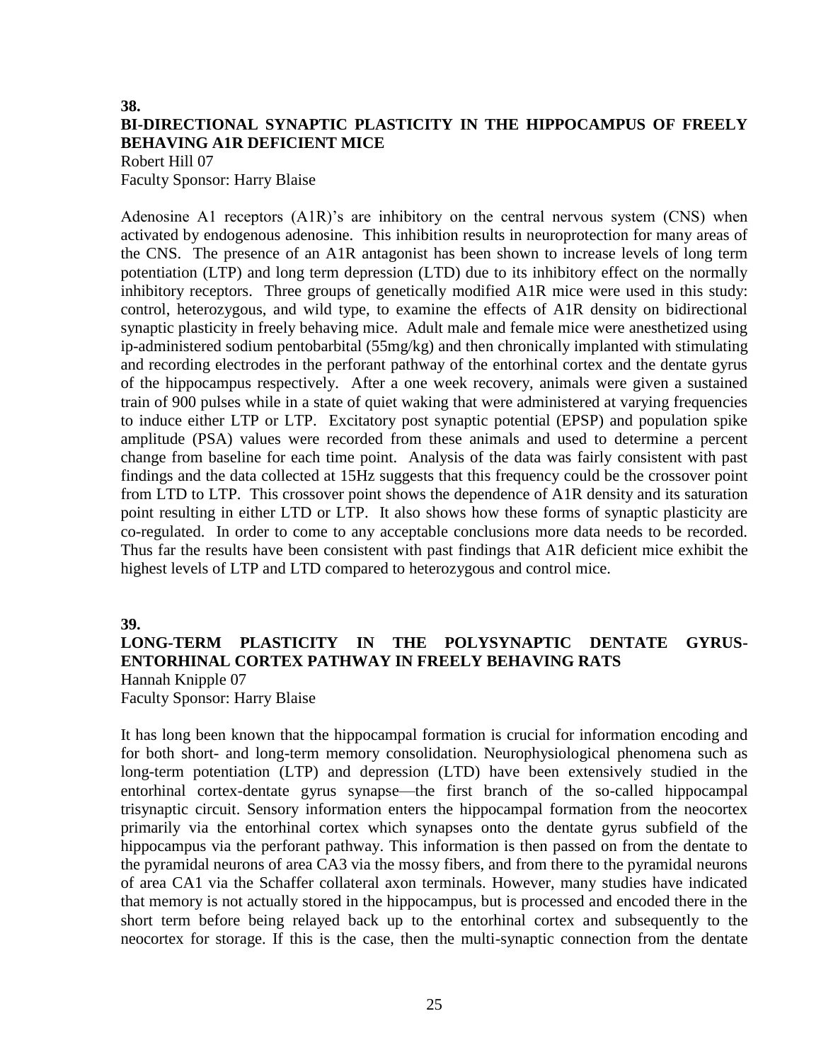**38.**

## BI-DIRECTIONAL SYNAPTIC PLASTICITY IN THE HIPPOCAMPUS OF FREELY BEHAVING A1R DEFICIENT MICE

Robert Hill 07
Faculty Sponsor: Harry Blaise

Adenosine A1 receptors (A1R)'s are inhibitory on the central nervous system (CNS) when activated by endogenous adenosine. This inhibition results in neuroprotection for many areas of the CNS. The presence of an A1R antagonist has been shown to increase levels of long term potentiation (LTP) and long term depression (LTD) due to its inhibitory effect on the normally inhibitory receptors. Three groups of genetically modified A1R mice were used in this study: control, heterozygous, and wild type, to examine the effects of A1R density on bidirectional synaptic plasticity in freely behaving mice. Adult male and female mice were anesthetized using ip-administered sodium pentobarbital (55mg/kg) and then chronically implanted with stimulating and recording electrodes in the perforant pathway of the entorhinal cortex and the dentate gyrus of the hippocampus respectively. After a one week recovery, animals were given a sustained train of 900 pulses while in a state of quiet waking that were administered at varying frequencies to induce either LTP or LTP. Excitatory post synaptic potential (EPSP) and population spike amplitude (PSA) values were recorded from these animals and used to determine a percent change from baseline for each time point. Analysis of the data was fairly consistent with past findings and the data collected at 15Hz suggests that this frequency could be the crossover point from LTD to LTP. This crossover point shows the dependence of A1R density and its saturation point resulting in either LTD or LTP. It also shows how these forms of synaptic plasticity are co-regulated. In order to come to any acceptable conclusions more data needs to be recorded. Thus far the results have been consistent with past findings that A1R deficient mice exhibit the highest levels of LTP and LTD compared to heterozygous and control mice.

**39.**

## LONG-TERM PLASTICITY IN THE POLYSYNAPTIC DENTATE GYRUS-ENTORHINAL CORTEX PATHWAY IN FREELY BEHAVING RATS

Hannah Knipple 07
Faculty Sponsor: Harry Blaise

It has long been known that the hippocampal formation is crucial for information encoding and for both short- and long-term memory consolidation. Neurophysiological phenomena such as long-term potentiation (LTP) and depression (LTD) have been extensively studied in the entorhinal cortex-dentate gyrus synapse—the first branch of the so-called hippocampal trisynaptic circuit. Sensory information enters the hippocampal formation from the neocortex primarily via the entorhinal cortex which synapses onto the dentate gyrus subfield of the hippocampus via the perforant pathway. This information is then passed on from the dentate to the pyramidal neurons of area CA3 via the mossy fibers, and from there to the pyramidal neurons of area CA1 via the Schaffer collateral axon terminals. However, many studies have indicated that memory is not actually stored in the hippocampus, but is processed and encoded there in the short term before being relayed back up to the entorhinal cortex and subsequently to the neocortex for storage. If this is the case, then the multi-synaptic connection from the dentate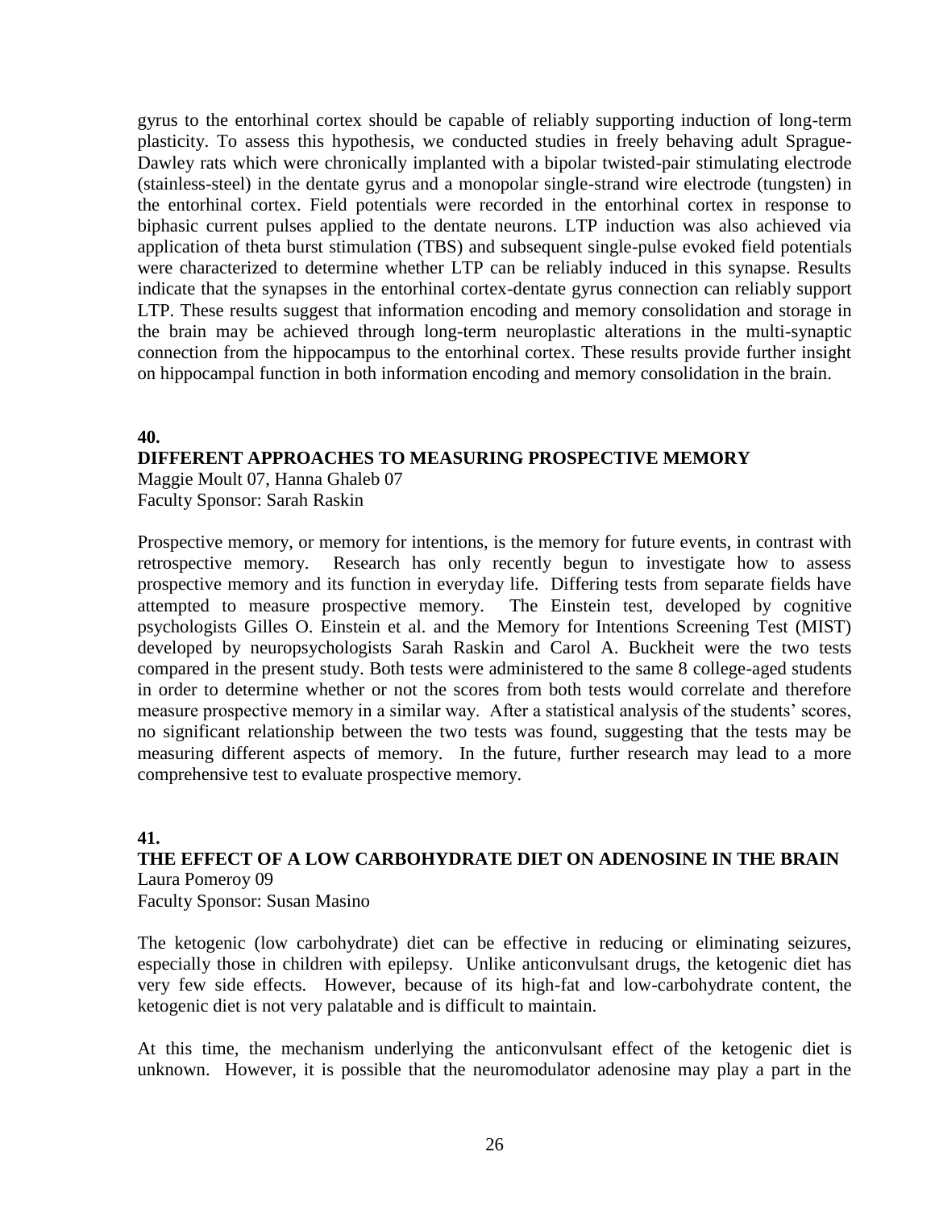gyrus to the entorhinal cortex should be capable of reliably supporting induction of long-term plasticity. To assess this hypothesis, we conducted studies in freely behaving adult Sprague-Dawley rats which were chronically implanted with a bipolar twisted-pair stimulating electrode (stainless-steel) in the dentate gyrus and a monopolar single-strand wire electrode (tungsten) in the entorhinal cortex. Field potentials were recorded in the entorhinal cortex in response to biphasic current pulses applied to the dentate neurons. LTP induction was also achieved via application of theta burst stimulation (TBS) and subsequent single-pulse evoked field potentials were characterized to determine whether LTP can be reliably induced in this synapse. Results indicate that the synapses in the entorhinal cortex-dentate gyrus connection can reliably support LTP. These results suggest that information encoding and memory consolidation and storage in the brain may be achieved through long-term neuroplastic alterations in the multi-synaptic connection from the hippocampus to the entorhinal cortex. These results provide further insight on hippocampal function in both information encoding and memory consolidation in the brain.

**40.**

**DIFFERENT APPROACHES TO MEASURING PROSPECTIVE MEMORY**

Maggie Moult 07, Hanna Ghaleb 07
Faculty Sponsor: Sarah Raskin

Prospective memory, or memory for intentions, is the memory for future events, in contrast with retrospective memory. Research has only recently begun to investigate how to assess prospective memory and its function in everyday life. Differing tests from separate fields have attempted to measure prospective memory. The Einstein test, developed by cognitive psychologists Gilles O. Einstein et al. and the Memory for Intentions Screening Test (MIST) developed by neuropsychologists Sarah Raskin and Carol A. Buckheit were the two tests compared in the present study. Both tests were administered to the same 8 college-aged students in order to determine whether or not the scores from both tests would correlate and therefore measure prospective memory in a similar way. After a statistical analysis of the students' scores, no significant relationship between the two tests was found, suggesting that the tests may be measuring different aspects of memory. In the future, further research may lead to a more comprehensive test to evaluate prospective memory.

**41.**

**THE EFFECT OF A LOW CARBOHYDRATE DIET ON ADENOSINE IN THE BRAIN**

Laura Pomeroy 09
Faculty Sponsor: Susan Masino

The ketogenic (low carbohydrate) diet can be effective in reducing or eliminating seizures, especially those in children with epilepsy. Unlike anticonvulsant drugs, the ketogenic diet has very few side effects. However, because of its high-fat and low-carbohydrate content, the ketogenic diet is not very palatable and is difficult to maintain.

At this time, the mechanism underlying the anticonvulsant effect of the ketogenic diet is unknown. However, it is possible that the neuromodulator adenosine may play a part in the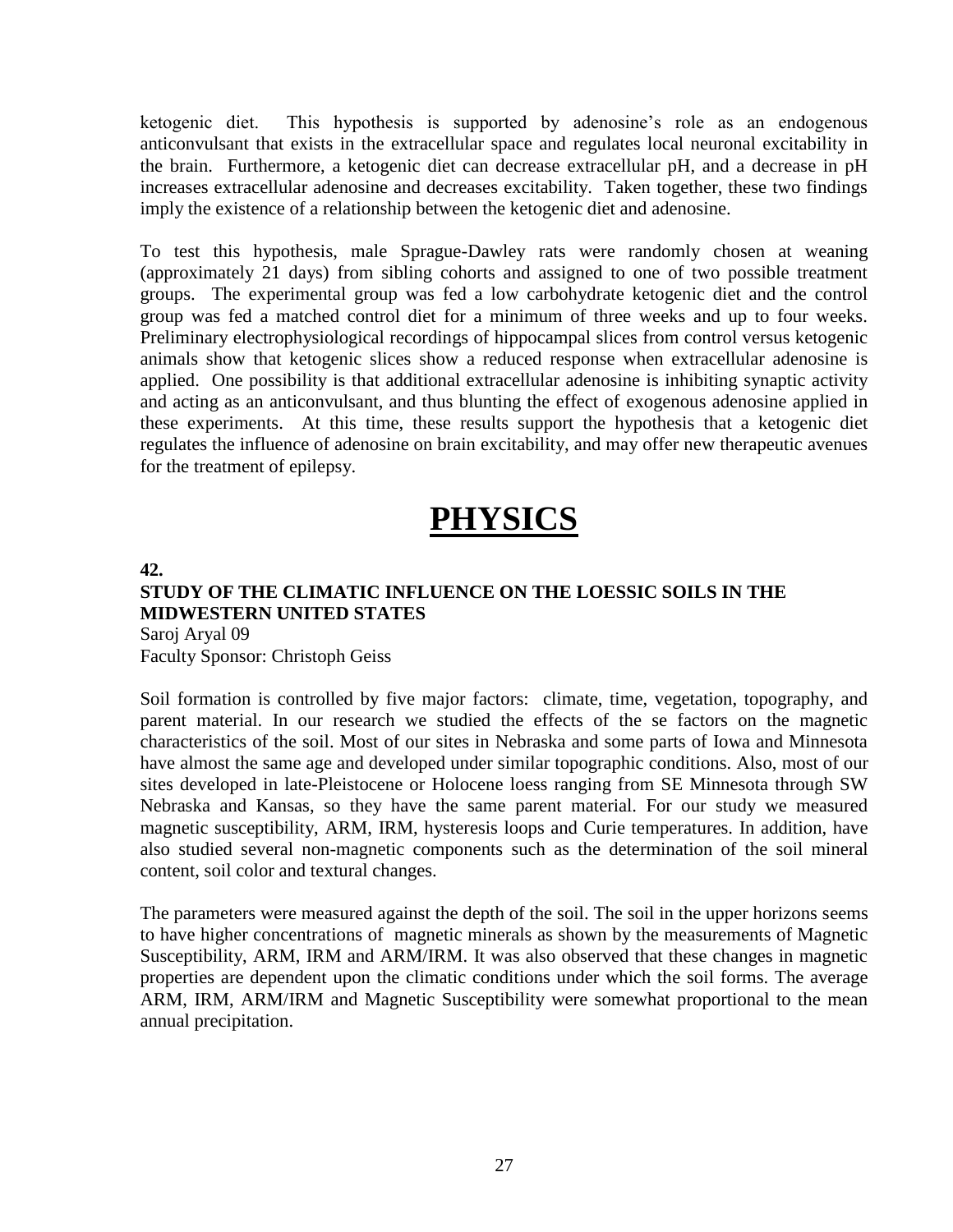ketogenic diet. This hypothesis is supported by adenosine's role as an endogenous anticonvulsant that exists in the extracellular space and regulates local neuronal excitability in the brain. Furthermore, a ketogenic diet can decrease extracellular pH, and a decrease in pH increases extracellular adenosine and decreases excitability. Taken together, these two findings imply the existence of a relationship between the ketogenic diet and adenosine.

To test this hypothesis, male Sprague-Dawley rats were randomly chosen at weaning (approximately 21 days) from sibling cohorts and assigned to one of two possible treatment groups. The experimental group was fed a low carbohydrate ketogenic diet and the control group was fed a matched control diet for a minimum of three weeks and up to four weeks. Preliminary electrophysiological recordings of hippocampal slices from control versus ketogenic animals show that ketogenic slices show a reduced response when extracellular adenosine is applied. One possibility is that additional extracellular adenosine is inhibiting synaptic activity and acting as an anticonvulsant, and thus blunting the effect of exogenous adenosine applied in these experiments. At this time, these results support the hypothesis that a ketogenic diet regulates the influence of adenosine on brain excitability, and may offer new therapeutic avenues for the treatment of epilepsy.

# PHYSICS

**42.**

### STUDY OF THE CLIMATIC INFLUENCE ON THE LOESSIC SOILS IN THE MIDWESTERN UNITED STATES

Saroj Aryal 09
Faculty Sponsor: Christoph Geiss

Soil formation is controlled by five major factors: climate, time, vegetation, topography, and parent material. In our research we studied the effects of the se factors on the magnetic characteristics of the soil. Most of our sites in Nebraska and some parts of Iowa and Minnesota have almost the same age and developed under similar topographic conditions. Also, most of our sites developed in late-Pleistocene or Holocene loess ranging from SE Minnesota through SW Nebraska and Kansas, so they have the same parent material. For our study we measured magnetic susceptibility, ARM, IRM, hysteresis loops and Curie temperatures. In addition, have also studied several non-magnetic components such as the determination of the soil mineral content, soil color and textural changes.

The parameters were measured against the depth of the soil. The soil in the upper horizons seems to have higher concentrations of magnetic minerals as shown by the measurements of Magnetic Susceptibility, ARM, IRM and ARM/IRM. It was also observed that these changes in magnetic properties are dependent upon the climatic conditions under which the soil forms. The average ARM, IRM, ARM/IRM and Magnetic Susceptibility were somewhat proportional to the mean annual precipitation.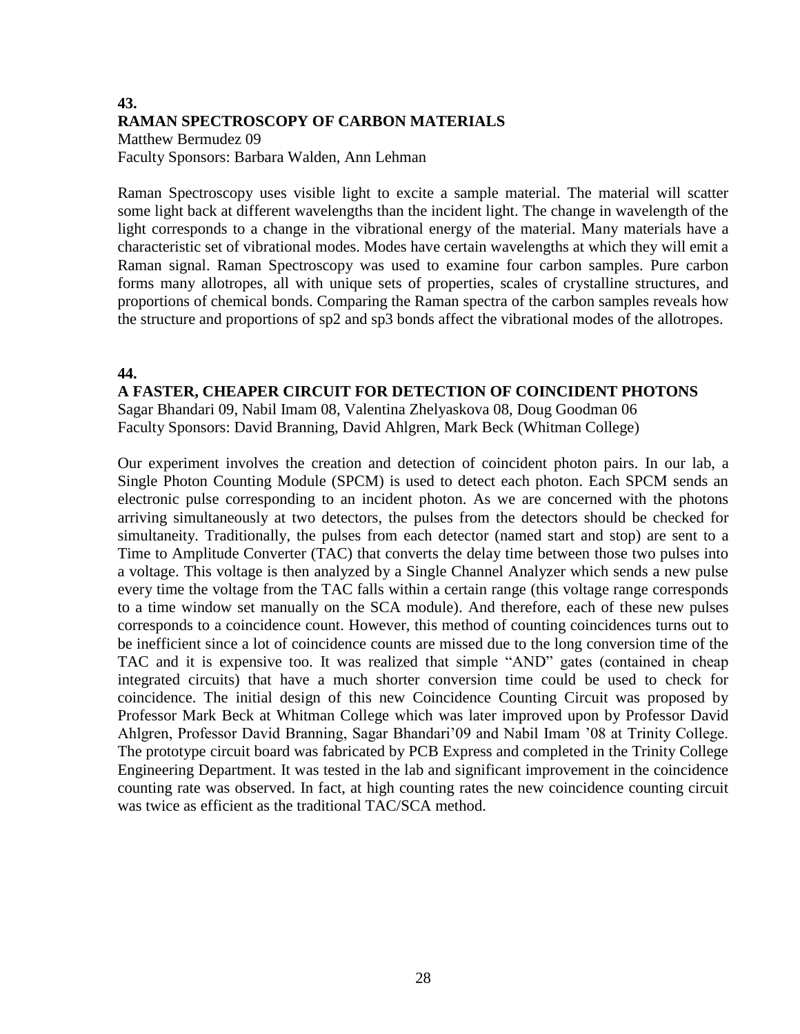## 43.
### RAMAN SPECTROSCOPY OF CARBON MATERIALS

Matthew Bermudez 09
Faculty Sponsors: Barbara Walden, Ann Lehman

Raman Spectroscopy uses visible light to excite a sample material. The material will scatter some light back at different wavelengths than the incident light. The change in wavelength of the light corresponds to a change in the vibrational energy of the material. Many materials have a characteristic set of vibrational modes. Modes have certain wavelengths at which they will emit a Raman signal. Raman Spectroscopy was used to examine four carbon samples. Pure carbon forms many allotropes, all with unique sets of properties, scales of crystalline structures, and proportions of chemical bonds. Comparing the Raman spectra of the carbon samples reveals how the structure and proportions of sp2 and sp3 bonds affect the vibrational modes of the allotropes.

## 44.
### A FASTER, CHEAPER CIRCUIT FOR DETECTION OF COINCIDENT PHOTONS

Sagar Bhandari 09, Nabil Imam 08, Valentina Zhelyaskova 08, Doug Goodman 06
Faculty Sponsors: David Branning, David Ahlgren, Mark Beck (Whitman College)

Our experiment involves the creation and detection of coincident photon pairs. In our lab, a Single Photon Counting Module (SPCM) is used to detect each photon. Each SPCM sends an electronic pulse corresponding to an incident photon. As we are concerned with the photons arriving simultaneously at two detectors, the pulses from the detectors should be checked for simultaneity. Traditionally, the pulses from each detector (named start and stop) are sent to a Time to Amplitude Converter (TAC) that converts the delay time between those two pulses into a voltage. This voltage is then analyzed by a Single Channel Analyzer which sends a new pulse every time the voltage from the TAC falls within a certain range (this voltage range corresponds to a time window set manually on the SCA module). And therefore, each of these new pulses corresponds to a coincidence count. However, this method of counting coincidences turns out to be inefficient since a lot of coincidence counts are missed due to the long conversion time of the TAC and it is expensive too. It was realized that simple "AND" gates (contained in cheap integrated circuits) that have a much shorter conversion time could be used to check for coincidence. The initial design of this new Coincidence Counting Circuit was proposed by Professor Mark Beck at Whitman College which was later improved upon by Professor David Ahlgren, Professor David Branning, Sagar Bhandari'09 and Nabil Imam '08 at Trinity College. The prototype circuit board was fabricated by PCB Express and completed in the Trinity College Engineering Department. It was tested in the lab and significant improvement in the coincidence counting rate was observed. In fact, at high counting rates the new coincidence counting circuit was twice as efficient as the traditional TAC/SCA method.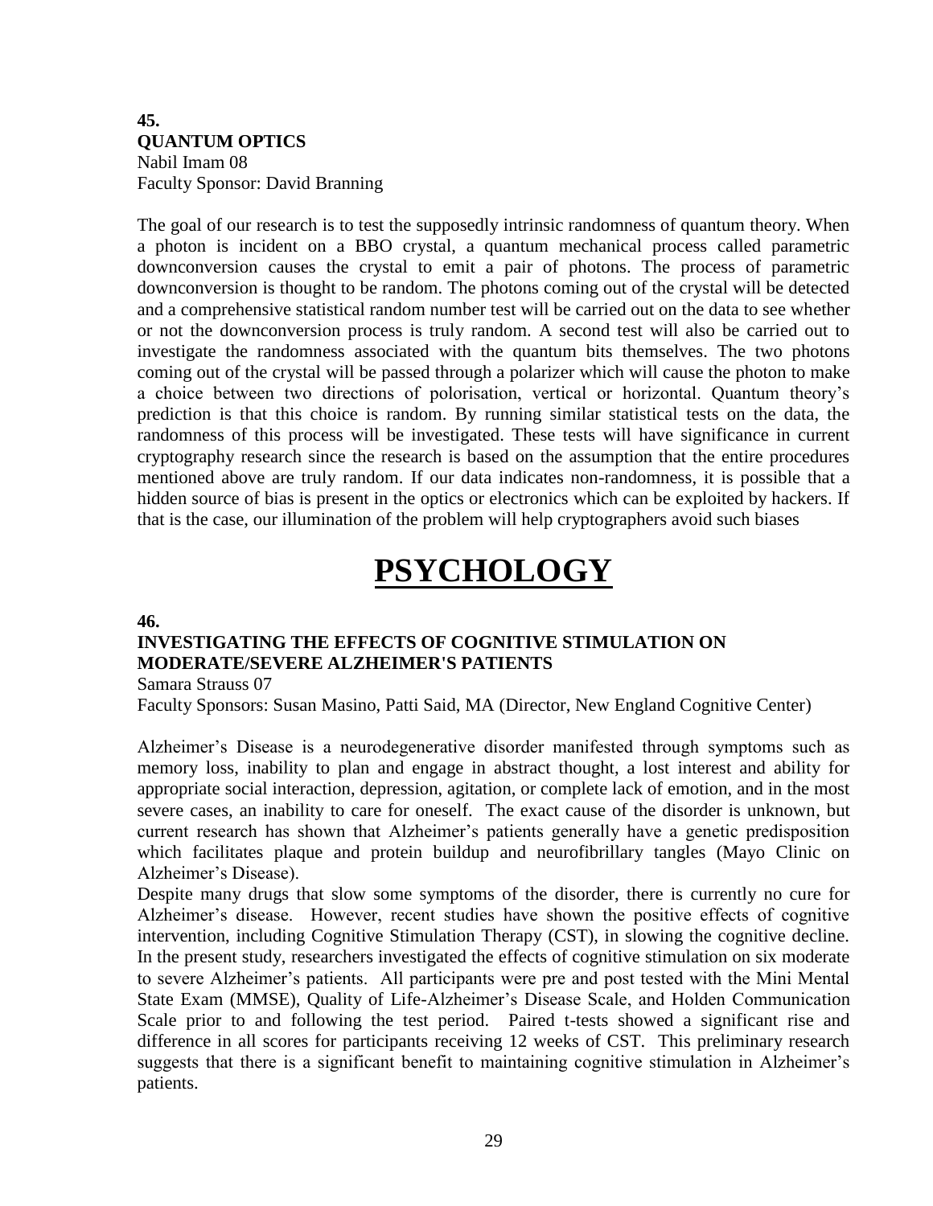**45.**
**QUANTUM OPTICS**
Nabil Imam 08
Faculty Sponsor: David Branning

The goal of our research is to test the supposedly intrinsic randomness of quantum theory. When a photon is incident on a BBO crystal, a quantum mechanical process called parametric downconversion causes the crystal to emit a pair of photons. The process of parametric downconversion is thought to be random. The photons coming out of the crystal will be detected and a comprehensive statistical random number test will be carried out on the data to see whether or not the downconversion process is truly random. A second test will also be carried out to investigate the randomness associated with the quantum bits themselves. The two photons coming out of the crystal will be passed through a polarizer which will cause the photon to make a choice between two directions of polorisation, vertical or horizontal. Quantum theory's prediction is that this choice is random. By running similar statistical tests on the data, the randomness of this process will be investigated. These tests will have significance in current cryptography research since the research is based on the assumption that the entire procedures mentioned above are truly random. If our data indicates non-randomness, it is possible that a hidden source of bias is present in the optics or electronics which can be exploited by hackers. If that is the case, our illumination of the problem will help cryptographers avoid such biases

# PSYCHOLOGY

**46.**
**INVESTIGATING THE EFFECTS OF COGNITIVE STIMULATION ON MODERATE/SEVERE ALZHEIMER'S PATIENTS**
Samara Strauss 07
Faculty Sponsors: Susan Masino, Patti Said, MA (Director, New England Cognitive Center)

Alzheimer's Disease is a neurodegenerative disorder manifested through symptoms such as memory loss, inability to plan and engage in abstract thought, a lost interest and ability for appropriate social interaction, depression, agitation, or complete lack of emotion, and in the most severe cases, an inability to care for oneself. The exact cause of the disorder is unknown, but current research has shown that Alzheimer's patients generally have a genetic predisposition which facilitates plaque and protein buildup and neurofibrillary tangles (Mayo Clinic on Alzheimer's Disease).

Despite many drugs that slow some symptoms of the disorder, there is currently no cure for Alzheimer's disease. However, recent studies have shown the positive effects of cognitive intervention, including Cognitive Stimulation Therapy (CST), in slowing the cognitive decline. In the present study, researchers investigated the effects of cognitive stimulation on six moderate to severe Alzheimer's patients. All participants were pre and post tested with the Mini Mental State Exam (MMSE), Quality of Life-Alzheimer's Disease Scale, and Holden Communication Scale prior to and following the test period. Paired t-tests showed a significant rise and difference in all scores for participants receiving 12 weeks of CST. This preliminary research suggests that there is a significant benefit to maintaining cognitive stimulation in Alzheimer's patients.